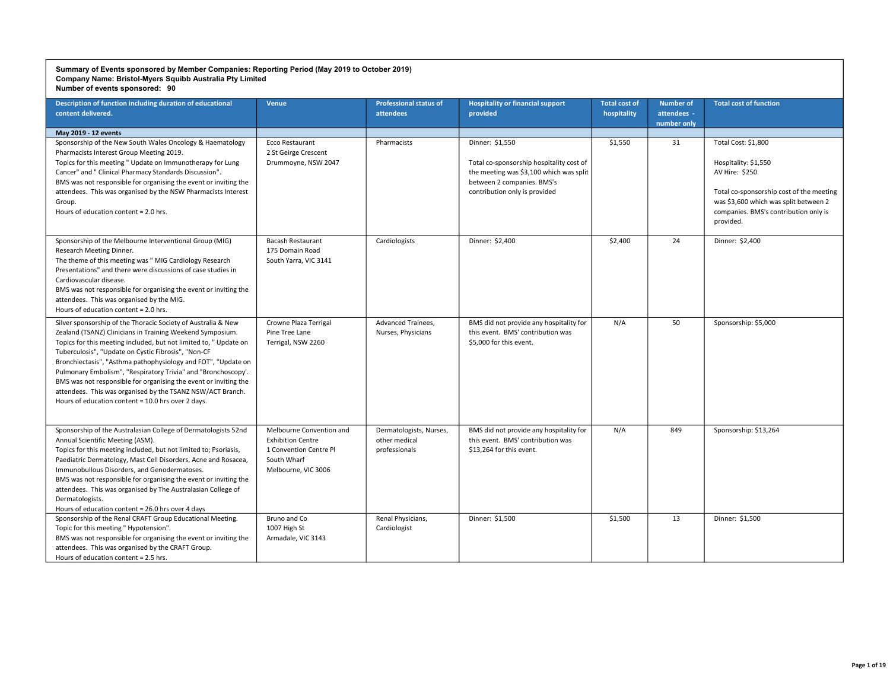**Summary of Events sponsored by Member Companies: Reporting Period (May 2019 to October 2019)**
**Company Name: Bristol-Myers Squibb Australia Pty Limited**
**Number of events sponsored: 90**

| Description of function including duration of educational content delivered. | Venue | Professional status of attendees | Hospitality or financial support provided | Total cost of hospitality | Number of attendees - number only | Total cost of function |
|---|---|---|---|---|---|---|
| **May 2019 - 12 events** | | | | | | |
| Sponsorship of the New South Wales Oncology & Haematology Pharmacists Interest Group Meeting 2019.<br>Topics for this meeting " Update on Immunotherapy for Lung Cancer" and " Clinical Pharmacy Standards Discussion".<br>BMS was not responsible for organising the event or inviting the attendees. This was organised by the NSW Pharmacists Interest Group.<br>Hours of education content = 2.0 hrs. | Ecco Restaurant<br>2 St Geirge Crescent<br>Drummoyne, NSW 2047 | Pharmacists | Dinner: $1,550<br><br>Total co-sponsorship hospitality cost of the meeting was $3,100 which was split between 2 companies. BMS's contribution only is provided | $1,550 | 31 | Total Cost: $1,800<br><br>Hospitality: $1,550<br>AV Hire: $250<br><br>Total co-sponsorship cost of the meeting was $3,600 which was split between 2 companies. BMS's contribution only is provided. |
| Sponsorship of the Melbourne Interventional Group (MIG) Research Meeting Dinner.<br>The theme of this meeting was " MIG Cardiology Research Presentations" and there were discussions of case studies in Cardiovascular disease.<br>BMS was not responsible for organising the event or inviting the attendees. This was organised by the MIG.<br>Hours of education content = 2.0 hrs. | Bacash Restaurant<br>175 Domain Road<br>South Yarra, VIC 3141 | Cardiologists | Dinner: $2,400 | $2,400 | 24 | Dinner: $2,400 |
| Silver sponsorship of the Thoracic Society of Australia & New Zealand (TSANZ) Clinicians in Training Weekend Symposium.<br>Topics for this meeting included, but not limited to, " Update on Tuberculosis", "Update on Cystic Fibrosis", "Non-CF Bronchiectasis", "Asthma pathophysiology and FOT", "Update on Pulmonary Embolism", "Respiratory Trivia" and "Bronchoscopy'.<br>BMS was not responsible for organising the event or inviting the attendees. This was organised by the TSANZ NSW/ACT Branch.<br>Hours of education content = 10.0 hrs over 2 days. | Crowne Plaza Terrigal<br>Pine Tree Lane<br>Terrigal, NSW 2260 | Advanced Trainees, Nurses, Physicians | BMS did not provide any hospitality for this event. BMS' contribution was $5,000 for this event. | N/A | 50 | Sponsorship: $5,000 |
| Sponsorship of the Australasian College of Dermatologists 52nd Annual Scientific Meeting (ASM).<br>Topics for this meeting included, but not limited to; Psoriasis, Paediatric Dermatology, Mast Cell Disorders, Acne and Rosacea, Immunobullous Disorders, and Genodermatoses.<br>BMS was not responsible for organising the event or inviting the attendees. This was organised by The Australasian College of Dermatologists.<br>Hours of education content = 26.0 hrs over 4 days | Melbourne Convention and Exhibition Centre<br>1 Convention Centre Pl<br>South Wharf<br>Melbourne, VIC 3006 | Dermatologists, Nurses, other medical professionals | BMS did not provide any hospitality for this event. BMS' contribution was $13,264 for this event. | N/A | 849 | Sponsorship: $13,264 |
| Sponsorship of the Renal CRAFT Group Educational Meeting.<br>Topic for this meeting " Hypotension".<br>BMS was not responsible for organising the event or inviting the attendees. This was organised by the CRAFT Group.<br>Hours of education content = 2.5 hrs. | Bruno and Co<br>1007 High St<br>Armadale, VIC 3143 | Renal Physicians, Cardiologist | Dinner: $1,500 | $1,500 | 13 | Dinner: $1,500 |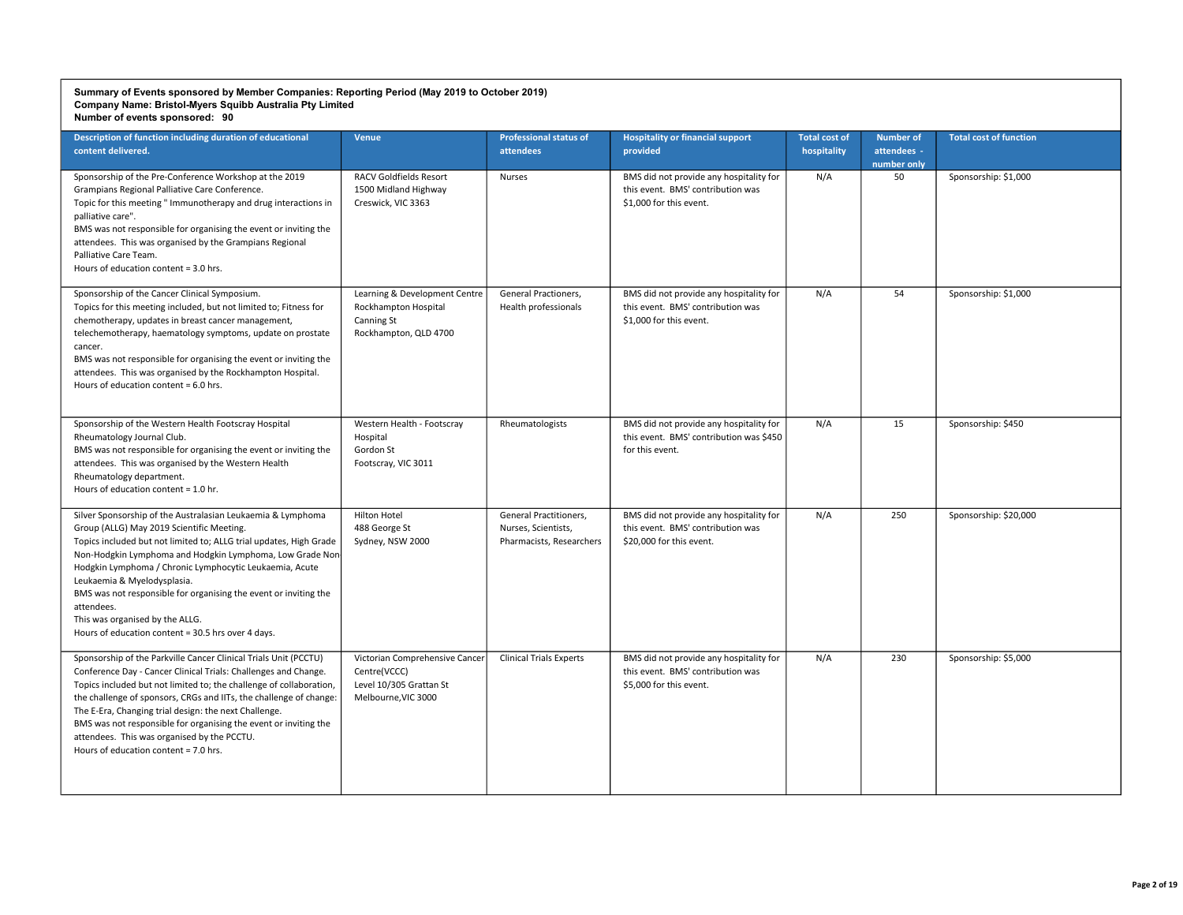**Summary of Events sponsored by Member Companies: Reporting Period (May 2019 to October 2019)**
**Company Name: Bristol-Myers Squibb Australia Pty Limited**
**Number of events sponsored: 90**

| Description of function including duration of educational content delivered. | Venue | Professional status of attendees | Hospitality or financial support provided | Total cost of hospitality | Number of attendees - number only | Total cost of function |
|---|---|---|---|---|---|---|
| Sponsorship of the Pre-Conference Workshop at the 2019 Grampians Regional Palliative Care Conference.<br>Topic for this meeting " Immunotherapy and drug interactions in palliative care".<br>BMS was not responsible for organising the event or inviting the attendees. This was organised by the Grampians Regional Palliative Care Team.<br>Hours of education content = 3.0 hrs. | RACV Goldfields Resort<br>1500 Midland Highway<br>Creswick, VIC 3363 | Nurses | BMS did not provide any hospitality for this event. BMS' contribution was $1,000 for this event. | N/A | 50 | Sponsorship: $1,000 |
| Sponsorship of the Cancer Clinical Symposium.<br>Topics for this meeting included, but not limited to; Fitness for chemotherapy, updates in breast cancer management, telechemotherapy, haematology symptoms, update on prostate cancer.<br>BMS was not responsible for organising the event or inviting the attendees. This was organised by the Rockhampton Hospital.<br>Hours of education content = 6.0 hrs. | Learning & Development Centre<br>Rockhampton Hospital<br>Canning St<br>Rockhampton, QLD 4700 | General Practioners,<br>Health professionals | BMS did not provide any hospitality for this event. BMS' contribution was $1,000 for this event. | N/A | 54 | Sponsorship: $1,000 |
| Sponsorship of the Western Health Footscray Hospital Rheumatology Journal Club.<br>BMS was not responsible for organising the event or inviting the attendees. This was organised by the Western Health Rheumatology department.<br>Hours of education content = 1.0 hr. | Western Health - Footscray Hospital<br>Gordon St<br>Footscray, VIC 3011 | Rheumatologists | BMS did not provide any hospitality for this event. BMS' contribution was $450 for this event. | N/A | 15 | Sponsorship: $450 |
| Silver Sponsorship of the Australasian Leukaemia & Lymphoma Group (ALLG) May 2019 Scientific Meeting.<br>Topics included but not limited to; ALLG trial updates, High Grade Non-Hodgkin Lymphoma and Hodgkin Lymphoma, Low Grade Non Hodgkin Lymphoma / Chronic Lymphocytic Leukaemia, Acute Leukaemia & Myelodysplasia.<br>BMS was not responsible for organising the event or inviting the attendees.<br>This was organised by the ALLG.<br>Hours of education content = 30.5 hrs over 4 days. | Hilton Hotel<br>488 George St<br>Sydney, NSW 2000 | General Practitioners,<br>Nurses, Scientists,<br>Pharmacists, Researchers | BMS did not provide any hospitality for this event. BMS' contribution was $20,000 for this event. | N/A | 250 | Sponsorship: $20,000 |
| Sponsorship of the Parkville Cancer Clinical Trials Unit (PCCTU) Conference Day - Cancer Clinical Trials: Challenges and Change.<br>Topics included but not limited to; the challenge of collaboration, the challenge of sponsors, CRGs and IITs, the challenge of change: The E-Era, Changing trial design: the next Challenge.<br>BMS was not responsible for organising the event or inviting the attendees. This was organised by the PCCTU.<br>Hours of education content = 7.0 hrs. | Victorian Comprehensive Cancer Centre(VCCC)<br>Level 10/305 Grattan St<br>Melbourne,VIC 3000 | Clinical Trials Experts | BMS did not provide any hospitality for this event. BMS' contribution was $5,000 for this event. | N/A | 230 | Sponsorship: $5,000 |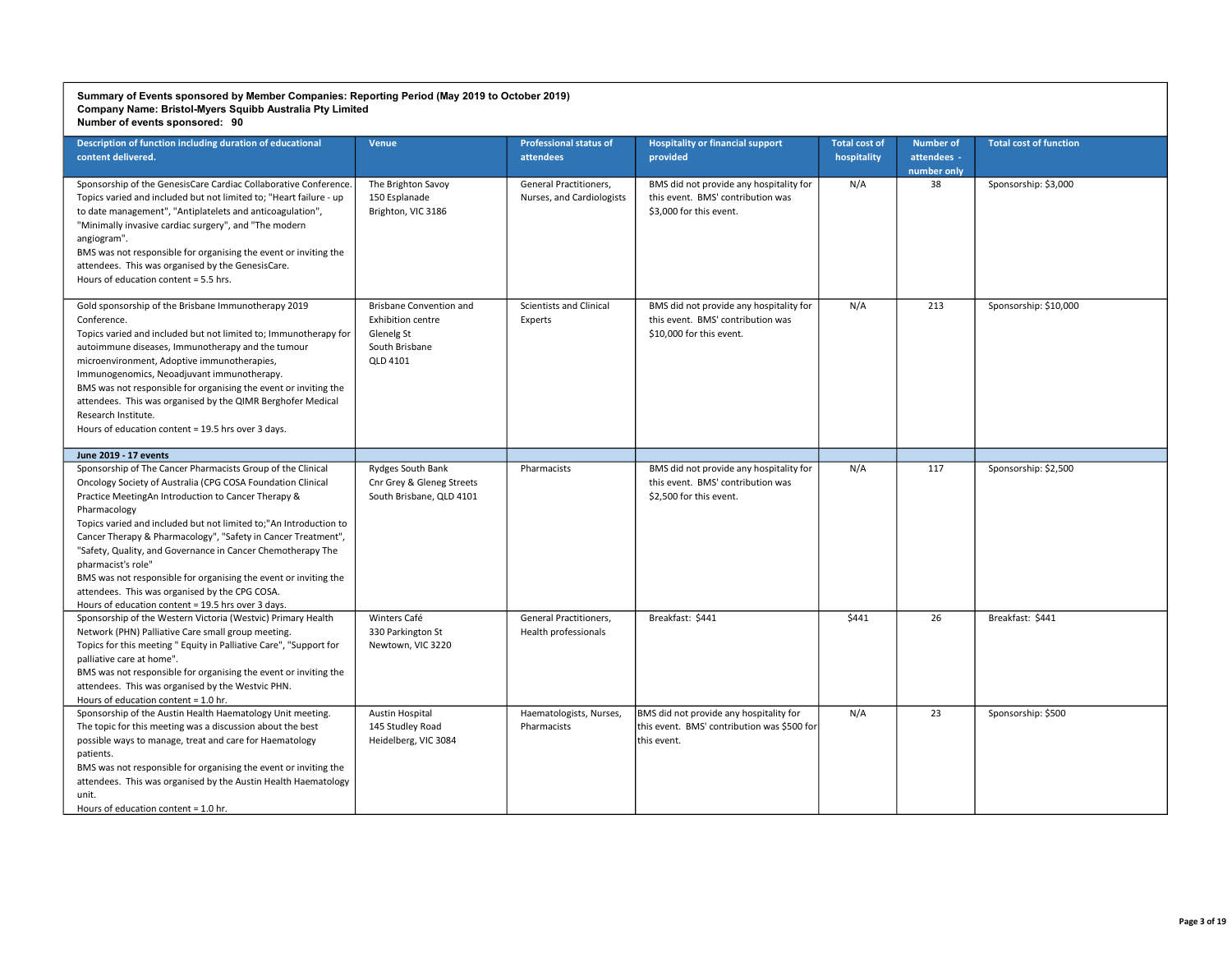**Summary of Events sponsored by Member Companies: Reporting Period (May 2019 to October 2019)**
**Company Name: Bristol-Myers Squibb Australia Pty Limited**
**Number of events sponsored: 90**

| Description of function including duration of educational content delivered. | Venue | Professional status of attendees | Hospitality or financial support provided | Total cost of hospitality | Number of attendees - number only | Total cost of function |
|---|---|---|---|---|---|---|
| Sponsorship of the GenesisCare Cardiac Collaborative Conference. Topics varied and included but not limited to; "Heart failure - up to date management", "Antiplatelets and anticoagulation", "Minimally invasive cardiac surgery", and "The modern angiogram".<br>BMS was not responsible for organising the event or inviting the attendees. This was organised by the GenesisCare.<br>Hours of education content = 5.5 hrs. | The Brighton Savoy<br>150 Esplanade<br>Brighton, VIC 3186 | General Practitioners, Nurses, and Cardiologists | BMS did not provide any hospitality for this event. BMS' contribution was $3,000 for this event. | N/A | 38 | Sponsorship: $3,000 |
| Gold sponsorship of the Brisbane Immunotherapy 2019 Conference.<br>Topics varied and included but not limited to; Immunotherapy for autoimmune diseases, Immunotherapy and the tumour microenvironment, Adoptive immunotherapies, Immunogenomics, Neoadjuvant immunotherapy.<br>BMS was not responsible for organising the event or inviting the attendees. This was organised by the QIMR Berghofer Medical Research Institute.<br>Hours of education content = 19.5 hrs over 3 days. | Brisbane Convention and Exhibition centre<br>Glenelg St<br>South Brisbane<br>QLD 4101 | Scientists and Clinical Experts | BMS did not provide any hospitality for this event. BMS' contribution was $10,000 for this event. | N/A | 213 | Sponsorship: $10,000 |
| **June 2019 - 17 events** | | | | | | |
| Sponsorship of The Cancer Pharmacists Group of the Clinical Oncology Society of Australia (CPG COSA Foundation Clinical Practice MeetingAn Introduction to Cancer Therapy & Pharmacology<br>Topics varied and included but not limited to;"An Introduction to Cancer Therapy & Pharmacology", "Safety in Cancer Treatment", "Safety, Quality, and Governance in Cancer Chemotherapy The pharmacist's role"<br>BMS was not responsible for organising the event or inviting the attendees. This was organised by the CPG COSA.<br>Hours of education content = 19.5 hrs over 3 days. | Rydges South Bank<br>Cnr Grey & Gleneg Streets<br>South Brisbane, QLD 4101 | Pharmacists | BMS did not provide any hospitality for this event. BMS' contribution was $2,500 for this event. | N/A | 117 | Sponsorship: $2,500 |
| Sponsorship of the Western Victoria (Westvic) Primary Health Network (PHN) Palliative Care small group meeting.<br>Topics for this meeting " Equity in Palliative Care", "Support for palliative care at home".<br>BMS was not responsible for organising the event or inviting the attendees. This was organised by the Westvic PHN.<br>Hours of education content = 1.0 hr. | Winters Café<br>330 Parkington St<br>Newtown, VIC 3220 | General Practitioners, Health professionals | Breakfast: $441 | $441 | 26 | Breakfast: $441 |
| Sponsorship of the Austin Health Haematology Unit meeting.<br>The topic for this meeting was a discussion about the best possible ways to manage, treat and care for Haematology patients.<br>BMS was not responsible for organising the event or inviting the attendees. This was organised by the Austin Health Haematology unit.<br>Hours of education content = 1.0 hr. | Austin Hospital<br>145 Studley Road<br>Heidelberg, VIC 3084 | Haematologists, Nurses, Pharmacists | BMS did not provide any hospitality for this event. BMS' contribution was $500 for this event. | N/A | 23 | Sponsorship: $500 |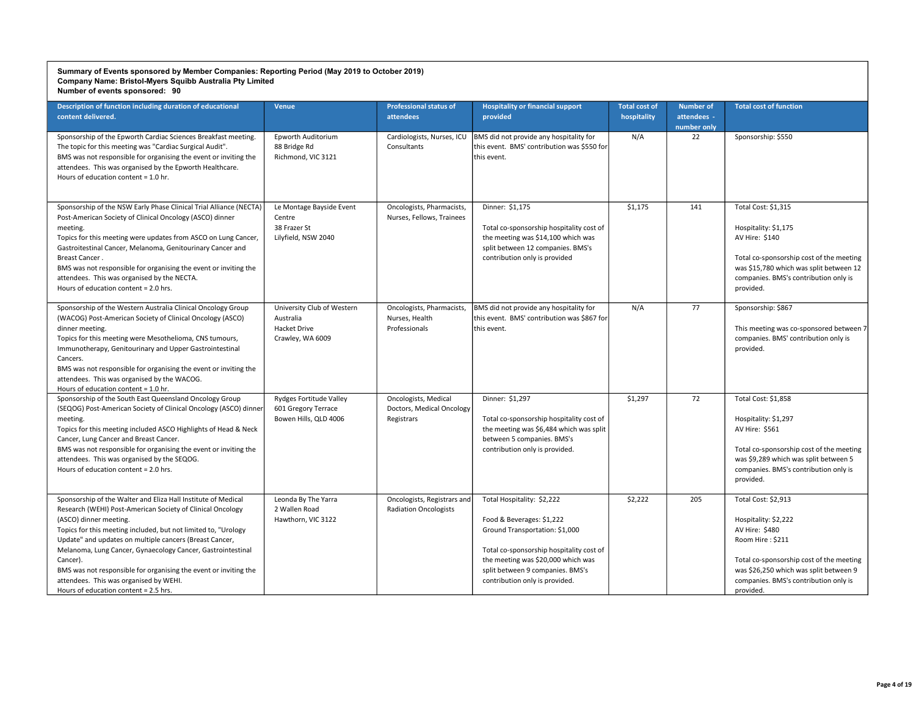**Summary of Events sponsored by Member Companies: Reporting Period (May 2019 to October 2019)**
**Company Name: Bristol-Myers Squibb Australia Pty Limited**
**Number of events sponsored: 90**

| Description of function including duration of educational content delivered. | Venue | Professional status of attendees | Hospitality or financial support provided | Total cost of hospitality | Number of attendees - number only | Total cost of function |
|---|---|---|---|---|---|---|
| Sponsorship of the Epworth Cardiac Sciences Breakfast meeting. The topic for this meeting was "Cardiac Surgical Audit". BMS was not responsible for organising the event or inviting the attendees. This was organised by the Epworth Healthcare. Hours of education content = 1.0 hr. | Epworth Auditorium 88 Bridge Rd Richmond, VIC 3121 | Cardiologists, Nurses, ICU Consultants | BMS did not provide any hospitality for this event. BMS' contribution was $550 for this event. | N/A | 22 | Sponsorship: $550 |
| Sponsorship of the NSW Early Phase Clinical Trial Alliance (NECTA) Post-American Society of Clinical Oncology (ASCO) dinner meeting. Topics for this meeting were updates from ASCO on Lung Cancer, Gastroitestinal Cancer, Melanoma, Genitourinary Cancer and Breast Cancer . BMS was not responsible for organising the event or inviting the attendees. This was organised by the NECTA. Hours of education content = 2.0 hrs. | Le Montage Bayside Event Centre 38 Frazer St Lilyfield, NSW 2040 | Oncologists, Pharmacists, Nurses, Fellows, Trainees | Dinner: $1,175<br><br>Total co-sponsorship hospitality cost of the meeting was $14,100 which was split between 12 companies. BMS's contribution only is provided | $1,175 | 141 | Total Cost: $1,315<br><br>Hospitality: $1,175<br>AV Hire: $140<br><br>Total co-sponsorship cost of the meeting was $15,780 which was split between 12 companies. BMS's contribution only is provided. |
| Sponsorship of the Western Australia Clinical Oncology Group (WACOG) Post-American Society of Clinical Oncology (ASCO) dinner meeting. Topics for this meeting were Mesothelioma, CNS tumours, Immunotherapy, Genitourinary and Upper Gastrointestinal Cancers. BMS was not responsible for organising the event or inviting the attendees. This was organised by the WACOG. Hours of education content = 1.0 hr. | University Club of Western Australia Hacket Drive Crawley, WA 6009 | Oncologists, Pharmacists, Nurses, Health Professionals | BMS did not provide any hospitality for this event. BMS' contribution was $867 for this event. | N/A | 77 | Sponsorship: $867<br><br>This meeting was co-sponsored between 7 companies. BMS' contribution only is provided. |
| Sponsorship of the South East Queensland Oncology Group (SEQOG) Post-American Society of Clinical Oncology (ASCO) dinner meeting. Topics for this meeting included ASCO Highlights of Head & Neck Cancer, Lung Cancer and Breast Cancer. BMS was not responsible for organising the event or inviting the attendees. This was organised by the SEQOG. Hours of education content = 2.0 hrs. | Rydges Fortitude Valley 601 Gregory Terrace Bowen Hills, QLD 4006 | Oncologists, Medical Doctors, Medical Oncology Registrars | Dinner: $1,297<br><br>Total co-sponsorship hospitality cost of the meeting was $6,484 which was split between 5 companies. BMS's contribution only is provided. | $1,297 | 72 | Total Cost: $1,858<br><br>Hospitality: $1,297<br>AV Hire: $561<br><br>Total co-sponsorship cost of the meeting was $9,289 which was split between 5 companies. BMS's contribution only is provided. |
| Sponsorship of the Walter and Eliza Hall Institute of Medical Research (WEHI) Post-American Society of Clinical Oncology (ASCO) dinner meeting. Topics for this meeting included, but not limited to, "Urology Update" and updates on multiple cancers (Breast Cancer, Melanoma, Lung Cancer, Gynaecology Cancer, Gastrointestinal Cancer). BMS was not responsible for organising the event or inviting the attendees. This was organised by WEHI. Hours of education content = 2.5 hrs. | Leonda By The Yarra 2 Wallen Road Hawthorn, VIC 3122 | Oncologists, Registrars and Radiation Oncologists | Total Hospitality: $2,222<br><br>Food & Beverages: $1,222<br>Ground Transportation: $1,000<br><br>Total co-sponsorship hospitality cost of the meeting was $20,000 which was split between 9 companies. BMS's contribution only is provided. | $2,222 | 205 | Total Cost: $2,913<br><br>Hospitality: $2,222<br>AV Hire: $480<br>Room Hire : $211<br><br>Total co-sponsorship cost of the meeting was $26,250 which was split between 9 companies. BMS's contribution only is provided. |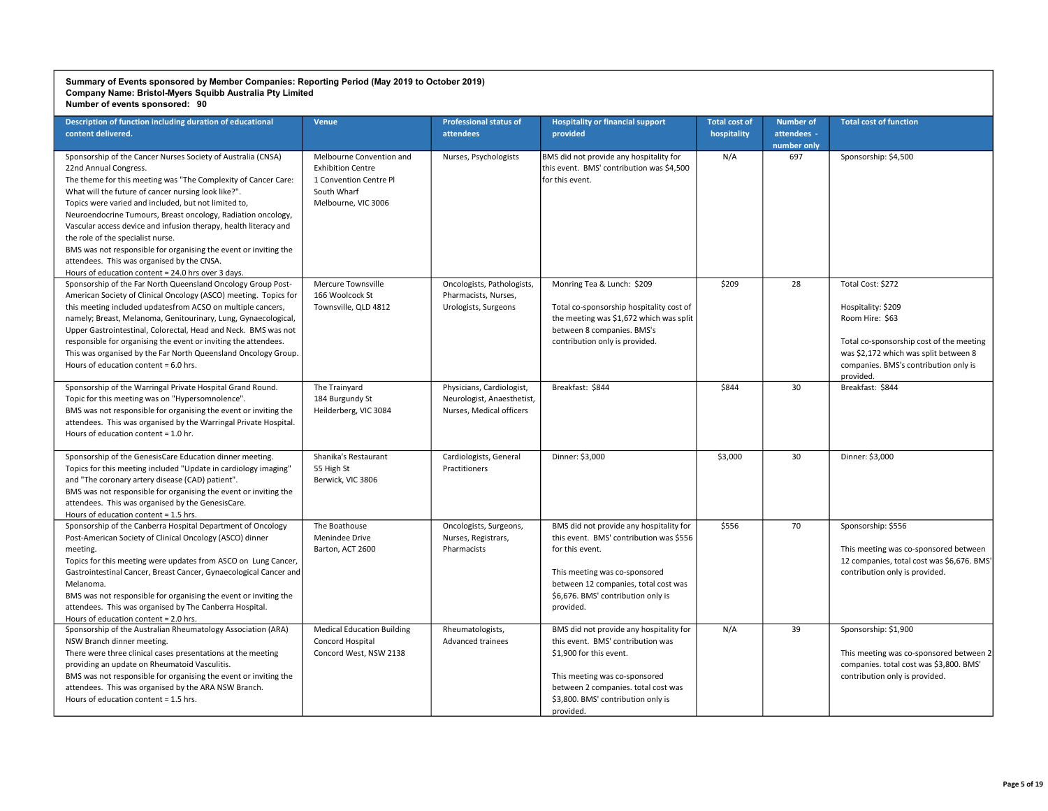**Summary of Events sponsored by Member Companies: Reporting Period (May 2019 to October 2019)**
**Company Name: Bristol-Myers Squibb Australia Pty Limited**
**Number of events sponsored: 90**

| Description of function including duration of educational content delivered. | Venue | Professional status of attendees | Hospitality or financial support provided | Total cost of hospitality | Number of attendees - number only | Total cost of function |
|---|---|---|---|---|---|---|
| Sponsorship of the Cancer Nurses Society of Australia (CNSA) 22nd Annual Congress.<br>The theme for this meeting was "The Complexity of Cancer Care: What will the future of cancer nursing look like?".<br>Topics were varied and included, but not limited to, Neuroendocrine Tumours, Breast oncology, Radiation oncology, Vascular access device and infusion therapy, health literacy and the role of the specialist nurse.<br>BMS was not responsible for organising the event or inviting the attendees. This was organised by the CNSA.<br>Hours of education content = 24.0 hrs over 3 days. | Melbourne Convention and Exhibition Centre<br>1 Convention Centre Pl<br>South Wharf<br>Melbourne, VIC 3006 | Nurses, Psychologists | BMS did not provide any hospitality for this event. BMS' contribution was $4,500 for this event. | N/A | 697 | Sponsorship: $4,500 |
| Sponsorship of the Far North Queensland Oncology Group Post-American Society of Clinical Oncology (ASCO) meeting. Topics for this meeting included updatesfrom ACSO on multiple cancers, namely; Breast, Melanoma, Genitourinary, Lung, Gynaecological, Upper Gastrointestinal, Colorectal, Head and Neck. BMS was not responsible for organising the event or inviting the attendees. This was organised by the Far North Queensland Oncology Group.<br>Hours of education content = 6.0 hrs. | Mercure Townsville<br>166 Woolcock St<br>Townsville, QLD 4812 | Oncologists, Pathologists, Pharmacists, Nurses, Urologists, Surgeons | Monring Tea & Lunch: $209<br><br>Total co-sponsorship hospitality cost of the meeting was $1,672 which was split between 8 companies. BMS's contribution only is provided. | $209 | 28 | Total Cost: $272<br><br>Hospitality: $209<br>Room Hire: $63<br><br>Total co-sponsorship cost of the meeting was $2,172 which was split between 8 companies. BMS's contribution only is provided. |
| Sponsorship of the Warringal Private Hospital Grand Round.<br>Topic for this meeting was on "Hypersomnolence".<br>BMS was not responsible for organising the event or inviting the attendees. This was organised by the Warringal Private Hospital.<br>Hours of education content = 1.0 hr. | The Trainyard<br>184 Burgundy St<br>Heilderberg, VIC 3084 | Physicians, Cardiologist, Neurologist, Anaesthetist, Nurses, Medical officers | Breakfast: $844 | $844 | 30 | Breakfast: $844 |
| Sponsorship of the GenesisCare Education dinner meeting.<br>Topics for this meeting included "Update in cardiology imaging" and "The coronary artery disease (CAD) patient".<br>BMS was not responsible for organising the event or inviting the attendees. This was organised by the GenesisCare.<br>Hours of education content = 1.5 hrs. | Shanika's Restaurant<br>55 High St<br>Berwick, VIC 3806 | Cardiologists, General Practitioners | Dinner: $3,000 | $3,000 | 30 | Dinner: $3,000 |
| Sponsorship of the Canberra Hospital Department of Oncology Post-American Society of Clinical Oncology (ASCO) dinner meeting.<br>Topics for this meeting were updates from ASCO on Lung Cancer, Gastrointestinal Cancer, Breast Cancer, Gynaecological Cancer and Melanoma.<br>BMS was not responsible for organising the event or inviting the attendees. This was organised by The Canberra Hospital.<br>Hours of education content = 2.0 hrs. | The Boathouse<br>Menindee Drive<br>Barton, ACT 2600 | Oncologists, Surgeons, Nurses, Registrars, Pharmacists | BMS did not provide any hospitality for this event. BMS' contribution was $556 for this event.<br><br>This meeting was co-sponsored between 12 companies, total cost was $6,676. BMS' contribution only is provided. | $556 | 70 | Sponsorship: $556<br><br>This meeting was co-sponsored between 12 companies, total cost was $6,676. BMS' contribution only is provided. |
| Sponsorship of the Australian Rheumatology Association (ARA) NSW Branch dinner meeting.<br>There were three clinical cases presentations at the meeting providing an update on Rheumatoid Vasculitis.<br>BMS was not responsible for organising the event or inviting the attendees. This was organised by the ARA NSW Branch.<br>Hours of education content = 1.5 hrs. | Medical Education Building<br>Concord Hospital<br>Concord West, NSW 2138 | Rheumatologists, Advanced trainees | BMS did not provide any hospitality for this event. BMS' contribution was $1,900 for this event.<br><br>This meeting was co-sponsored between 2 companies. total cost was $3,800. BMS' contribution only is provided. | N/A | 39 | Sponsorship: $1,900<br><br>This meeting was co-sponsored between 2 companies. total cost was $3,800. BMS' contribution only is provided. |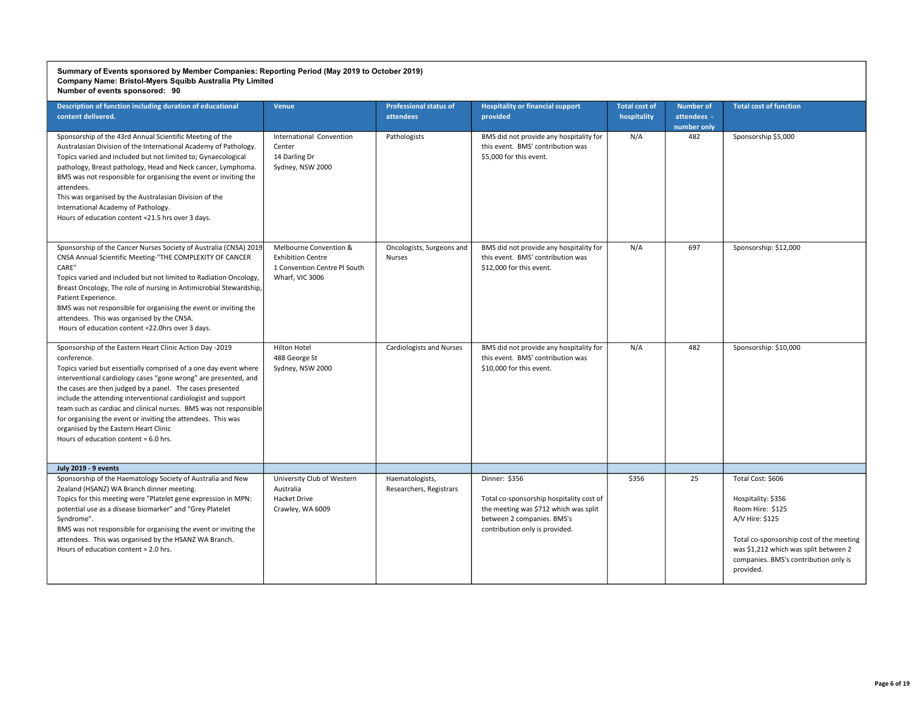**Summary of Events sponsored by Member Companies: Reporting Period (May 2019 to October 2019)**
**Company Name: Bristol-Myers Squibb Australia Pty Limited**
**Number of events sponsored: 90**

| Description of function including duration of educational content delivered. | Venue | Professional status of attendees | Hospitality or financial support provided | Total cost of hospitality | Number of attendees - number only | Total cost of function |
|---|---|---|---|---|---|---|
| Sponsorship of the 43rd Annual Scientific Meeting of the Australasian Division of the International Academy of Pathology. Topics varied and included but not limited to; Gynaecological pathology, Breast pathology, Head and Neck cancer, Lymphoma. BMS was not responsible for organising the event or inviting the attendees. This was organised by the Australasian Division of the International Academy of Pathology. Hours of education content =21.5 hrs over 3 days. | International Convention Center 14 Darling Dr Sydney, NSW 2000 | Pathologists | BMS did not provide any hospitality for this event. BMS' contribution was $5,000 for this event. | N/A | 482 | Sponsorship $5,000 |
| Sponsorship of the Cancer Nurses Society of Australia (CNSA) 2019 CNSA Annual Scientific Meeting-"THE COMPLEXITY OF CANCER CARE" Topics varied and included but not limited to Radiation Oncology, Breast Oncology, The role of nursing in Antimicrobial Stewardship, Patient Experience. BMS was not responsible for organising the event or inviting the attendees. This was organised by the CNSA. Hours of education content =22.0hrs over 3 days. | Melbourne Convention & Exhibition Centre 1 Convention Centre Pl South Wharf, VIC 3006 | Oncologists, Surgeons and Nurses | BMS did not provide any hospitality for this event. BMS' contribution was $12,000 for this event. | N/A | 697 | Sponsorship: $12,000 |
| Sponsorship of the Eastern Heart Clinic Action Day -2019 conference. Topics varied but essentially comprised of a one day event where interventional cardiology cases "gone wrong" are presented, and the cases are then judged by a panel. The cases presented include the attending interventional cardiologist and support team such as cardiac and clinical nurses. BMS was not responsible for organising the event or inviting the attendees. This was organised by the Eastern Heart Clinic Hours of education content = 6.0 hrs. | Hilton Hotel 488 George St Sydney, NSW 2000 | Cardiologists and Nurses | BMS did not provide any hospitality for this event. BMS' contribution was $10,000 for this event. | N/A | 482 | Sponsorship: $10,000 |
| **July 2019 - 9 events** | | | | | | |
| Sponsorship of the Haematology Society of Australia and New Zealand (HSANZ) WA Branch dinner meeting. Topics for this meeting were "Platelet gene expression in MPN: potential use as a disease biomarker" and "Grey Platelet Syndrome". BMS was not responsible for organising the event or inviting the attendees. This was organised by the HSANZ WA Branch. Hours of education content = 2.0 hrs. | University Club of Western Australia Hacket Drive Crawley, WA 6009 | Haematologists, Researchers, Registrars | Dinner: $356<br><br>Total co-sponsorship hospitality cost of the meeting was $712 which was split between 2 companies. BMS's contribution only is provided. | $356 | 25 | Total Cost: $606<br><br>Hospitality: $356<br>Room Hire: $125<br>A/V Hire: $125<br><br>Total co-sponsorship cost of the meeting was $1,212 which was split between 2 companies. BMS's contribution only is provided. |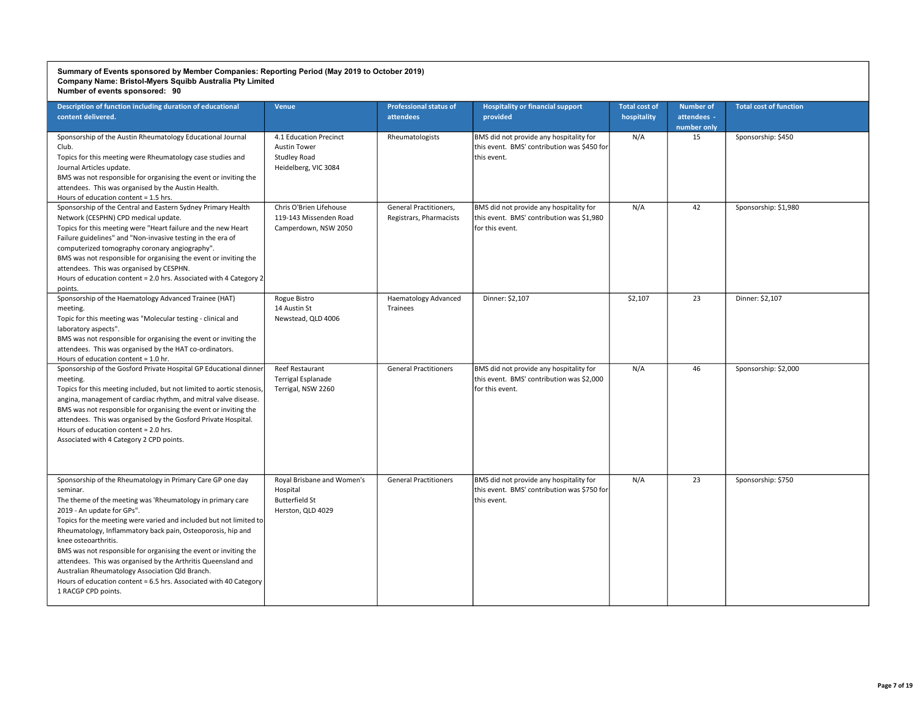**Summary of Events sponsored by Member Companies: Reporting Period (May 2019 to October 2019)**
**Company Name: Bristol-Myers Squibb Australia Pty Limited**
**Number of events sponsored: 90**

| Description of function including duration of educational content delivered. | Venue | Professional status of attendees | Hospitality or financial support provided | Total cost of hospitality | Number of attendees - number only | Total cost of function |
|---|---|---|---|---|---|---|
| Sponsorship of the Austin Rheumatology Educational Journal Club.<br>Topics for this meeting were Rheumatology case studies and Journal Articles update.<br>BMS was not responsible for organising the event or inviting the attendees. This was organised by the Austin Health.<br>Hours of education content = 1.5 hrs. | 4.1 Education Precinct<br>Austin Tower<br>Studley Road<br>Heidelberg, VIC 3084 | Rheumatologists | BMS did not provide any hospitality for this event. BMS' contribution was $450 for this event. | N/A | 15 | Sponsorship: $450 |
| Sponsorship of the Central and Eastern Sydney Primary Health Network (CESPHN) CPD medical update.<br>Topics for this meeting were "Heart failure and the new Heart Failure guidelines" and "Non-invasive testing in the era of computerized tomography coronary angiography".<br>BMS was not responsible for organising the event or inviting the attendees. This was organised by CESPHN.<br>Hours of education content = 2.0 hrs. Associated with 4 Category 2 points. | Chris O'Brien Lifehouse<br>119-143 Missenden Road<br>Camperdown, NSW 2050 | General Practitioners, Registrars, Pharmacists | BMS did not provide any hospitality for this event. BMS' contribution was $1,980 for this event. | N/A | 42 | Sponsorship: $1,980 |
| Sponsorship of the Haematology Advanced Trainee (HAT) meeting.<br>Topic for this meeting was "Molecular testing - clinical and laboratory aspects".<br>BMS was not responsible for organising the event or inviting the attendees. This was organised by the HAT co-ordinators.<br>Hours of education content = 1.0 hr. | Rogue Bistro<br>14 Austin St<br>Newstead, QLD 4006 | Haematology Advanced Trainees | Dinner: $2,107 | $2,107 | 23 | Dinner: $2,107 |
| Sponsorship of the Gosford Private Hospital GP Educational dinner meeting.<br>Topics for this meeting included, but not limited to aortic stenosis, angina, management of cardiac rhythm, and mitral valve disease.<br>BMS was not responsible for organising the event or inviting the attendees. This was organised by the Gosford Private Hospital.<br>Hours of education content = 2.0 hrs.<br>Associated with 4 Category 2 CPD points. | Reef Restaurant<br>Terrigal Esplanade<br>Terrigal, NSW 2260 | General Practitioners | BMS did not provide any hospitality for this event. BMS' contribution was $2,000 for this event. | N/A | 46 | Sponsorship: $2,000 |
| Sponsorship of the Rheumatology in Primary Care GP one day seminar.<br>The theme of the meeting was 'Rheumatology in primary care 2019 - An update for GPs".<br>Topics for the meeting were varied and included but not limited to Rheumatology, Inflammatory back pain, Osteoporosis, hip and knee osteoarthritis.<br>BMS was not responsible for organising the event or inviting the attendees. This was organised by the Arthritis Queensland and Australian Rheumatology Association Qld Branch.<br>Hours of education content = 6.5 hrs. Associated with 40 Category 1 RACGP CPD points. | Royal Brisbane and Women's Hospital<br>Butterfield St<br>Herston, QLD 4029 | General Practitioners | BMS did not provide any hospitality for this event. BMS' contribution was $750 for this event. | N/A | 23 | Sponsorship: $750 |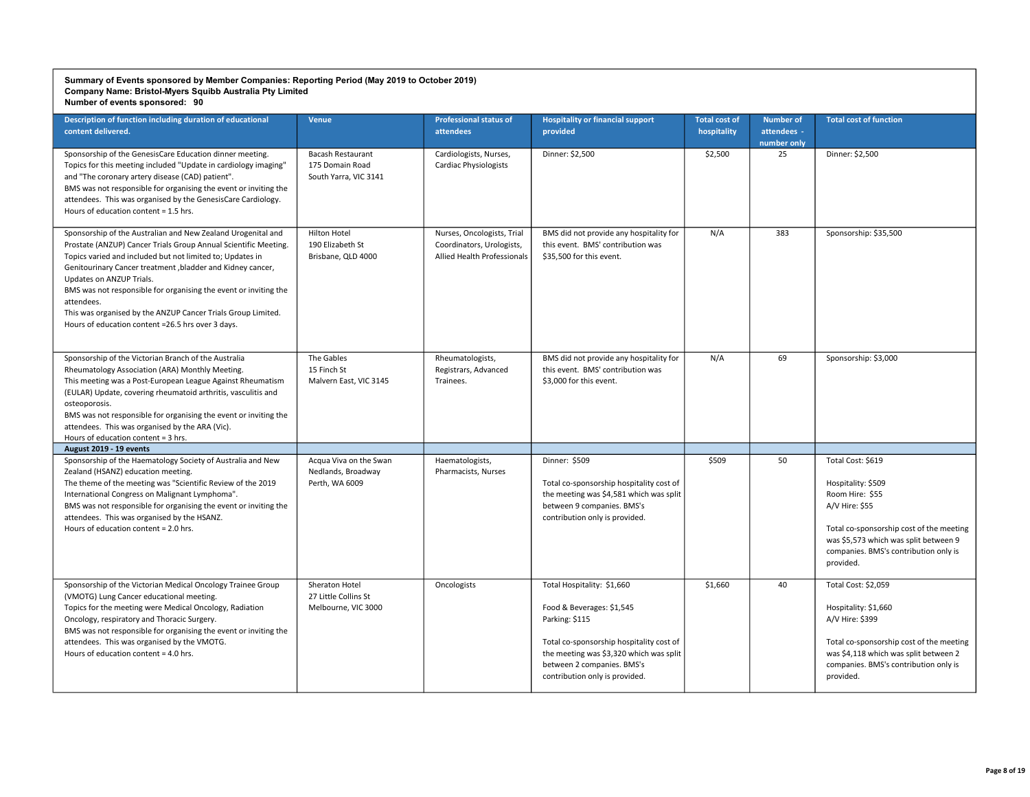**Summary of Events sponsored by Member Companies: Reporting Period (May 2019 to October 2019)**
**Company Name: Bristol-Myers Squibb Australia Pty Limited**
**Number of events sponsored: 90**

| Description of function including duration of educational content delivered. | Venue | Professional status of attendees | Hospitality or financial support provided | Total cost of hospitality | Number of attendees - number only | Total cost of function |
|---|---|---|---|---|---|---|
| Sponsorship of the GenesisCare Education dinner meeting.<br>Topics for this meeting included "Update in cardiology imaging" and "The coronary artery disease (CAD) patient".<br>BMS was not responsible for organising the event or inviting the attendees. This was organised by the GenesisCare Cardiology.<br>Hours of education content = 1.5 hrs. | Bacash Restaurant<br>175 Domain Road<br>South Yarra, VIC 3141 | Cardiologists, Nurses, Cardiac Physiologists | Dinner: $2,500 | $2,500 | 25 | Dinner: $2,500 |
| Sponsorship of the Australian and New Zealand Urogenital and Prostate (ANZUP) Cancer Trials Group Annual Scientific Meeting.<br>Topics varied and included but not limited to; Updates in Genitourinary Cancer treatment ,bladder and Kidney cancer, Updates on ANZUP Trials.<br>BMS was not responsible for organising the event or inviting the attendees.<br>This was organised by the ANZUP Cancer Trials Group Limited.<br>Hours of education content =26.5 hrs over 3 days. | Hilton Hotel<br>190 Elizabeth St<br>Brisbane, QLD 4000 | Nurses, Oncologists, Trial Coordinators, Urologists, Allied Health Professionals | BMS did not provide any hospitality for this event. BMS' contribution was $35,500 for this event. | N/A | 383 | Sponsorship: $35,500 |
| Sponsorship of the Victorian Branch of the Australia Rheumatology Association (ARA) Monthly Meeting.<br>This meeting was a Post-European League Against Rheumatism (EULAR) Update, covering rheumatoid arthritis, vasculitis and osteoporosis.<br>BMS was not responsible for organising the event or inviting the attendees. This was organised by the ARA (Vic).<br>Hours of education content = 3 hrs. | The Gables<br>15 Finch St<br>Malvern East, VIC 3145 | Rheumatologists, Registrars, Advanced Trainees. | BMS did not provide any hospitality for this event. BMS' contribution was $3,000 for this event. | N/A | 69 | Sponsorship: $3,000 |
| **August 2019 - 19 events** | | | | | | |
| Sponsorship of the Haematology Society of Australia and New Zealand (HSANZ) education meeting.<br>The theme of the meeting was "Scientific Review of the 2019 International Congress on Malignant Lymphoma".<br>BMS was not responsible for organising the event or inviting the attendees. This was organised by the HSANZ.<br>Hours of education content = 2.0 hrs. | Acqua Viva on the Swan<br>Nedlands, Broadway<br>Perth, WA 6009 | Haematologists, Pharmacists, Nurses | Dinner: $509<br><br>Total co-sponsorship hospitality cost of the meeting was $4,581 which was split between 9 companies. BMS's contribution only is provided. | $509 | 50 | Total Cost: $619<br><br>Hospitality: $509<br>Room Hire: $55<br>A/V Hire: $55<br><br>Total co-sponsorship cost of the meeting was $5,573 which was split between 9 companies. BMS's contribution only is provided. |
| Sponsorship of the Victorian Medical Oncology Trainee Group (VMOTG) Lung Cancer educational meeting.<br>Topics for the meeting were Medical Oncology, Radiation Oncology, respiratory and Thoracic Surgery.<br>BMS was not responsible for organising the event or inviting the attendees. This was organised by the VMOTG.<br>Hours of education content = 4.0 hrs. | Sheraton Hotel<br>27 Little Collins St<br>Melbourne, VIC 3000 | Oncologists | Total Hospitality: $1,660<br><br>Food & Beverages: $1,545<br>Parking: $115<br><br>Total co-sponsorship hospitality cost of the meeting was $3,320 which was split between 2 companies. BMS's contribution only is provided. | $1,660 | 40 | Total Cost: $2,059<br><br>Hospitality: $1,660<br>A/V Hire: $399<br><br>Total co-sponsorship cost of the meeting was $4,118 which was split between 2 companies. BMS's contribution only is provided. |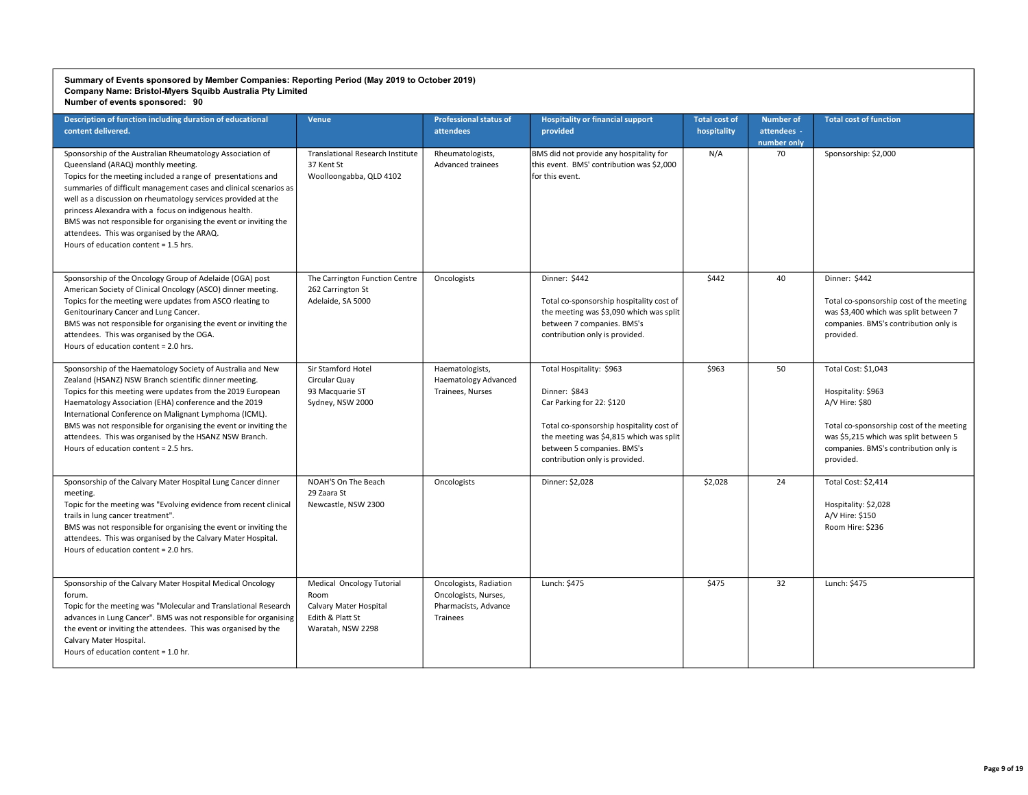**Summary of Events sponsored by Member Companies: Reporting Period (May 2019 to October 2019)**
**Company Name: Bristol-Myers Squibb Australia Pty Limited**
**Number of events sponsored: 90**

| Description of function including duration of educational content delivered. | Venue | Professional status of attendees | Hospitality or financial support provided | Total cost of hospitality | Number of attendees - number only | Total cost of function |
|---|---|---|---|---|---|---|
| Sponsorship of the Australian Rheumatology Association of Queensland (ARAQ) monthly meeting.<br>Topics for the meeting included a range of presentations and summaries of difficult management cases and clinical scenarios as well as a discussion on rheumatology services provided at the princess Alexandra with a focus on indigenous health.<br>BMS was not responsible for organising the event or inviting the attendees. This was organised by the ARAQ.<br>Hours of education content = 1.5 hrs. | Translational Research Institute<br>37 Kent St<br>Woolloongabba, QLD 4102 | Rheumatologists, Advanced trainees | BMS did not provide any hospitality for this event. BMS' contribution was $2,000 for this event. | N/A | 70 | Sponsorship: $2,000 |
| Sponsorship of the Oncology Group of Adelaide (OGA) post American Society of Clinical Oncology (ASCO) dinner meeting.<br>Topics for the meeting were updates from ASCO rleating to Genitourinary Cancer and Lung Cancer.<br>BMS was not responsible for organising the event or inviting the attendees. This was organised by the OGA.<br>Hours of education content = 2.0 hrs. | The Carrington Function Centre<br>262 Carrington St<br>Adelaide, SA 5000 | Oncologists | Dinner: $442<br><br>Total co-sponsorship hospitality cost of the meeting was $3,090 which was split between 7 companies. BMS's contribution only is provided. | $442 | 40 | Dinner: $442<br><br>Total co-sponsorship cost of the meeting was $3,400 which was split between 7 companies. BMS's contribution only is provided. |
| Sponsorship of the Haematology Society of Australia and New Zealand (HSANZ) NSW Branch scientific dinner meeting.<br>Topics for this meeting were updates from the 2019 European Haematology Association (EHA) conference and the 2019 International Conference on Malignant Lymphoma (ICML).<br>BMS was not responsible for organising the event or inviting the attendees. This was organised by the HSANZ NSW Branch.<br>Hours of education content = 2.5 hrs. | Sir Stamford Hotel<br>Circular Quay<br>93 Macquarie ST<br>Sydney, NSW 2000 | Haematologists, Haematology Advanced Trainees, Nurses | Total Hospitality: $963<br><br>Dinner: $843<br>Car Parking for 22: $120<br><br>Total co-sponsorship hospitality cost of the meeting was $4,815 which was split between 5 companies. BMS's contribution only is provided. | $963 | 50 | Total Cost: $1,043<br><br>Hospitality: $963<br>A/V Hire: $80<br><br>Total co-sponsorship cost of the meeting was $5,215 which was split between 5 companies. BMS's contribution only is provided. |
| Sponsorship of the Calvary Mater Hospital Lung Cancer dinner meeting.<br>Topic for the meeting was "Evolving evidence from recent clinical trails in lung cancer treatment".<br>BMS was not responsible for organising the event or inviting the attendees. This was organised by the Calvary Mater Hospital.<br>Hours of education content = 2.0 hrs. | NOAH'S On The Beach<br>29 Zaara St<br>Newcastle, NSW 2300 | Oncologists | Dinner: $2,028 | $2,028 | 24 | Total Cost: $2,414<br><br>Hospitality: $2,028<br>A/V Hire: $150<br>Room Hire: $236 |
| Sponsorship of the Calvary Mater Hospital Medical Oncology forum.<br>Topic for the meeting was "Molecular and Translational Research advances in Lung Cancer". BMS was not responsible for organising the event or inviting the attendees. This was organised by the Calvary Mater Hospital.<br>Hours of education content = 1.0 hr. | Medical Oncology Tutorial Room<br>Calvary Mater Hospital<br>Edith & Platt St<br>Waratah, NSW 2298 | Oncologists, Radiation Oncologists, Nurses, Pharmacists, Advance Trainees | Lunch: $475 | $475 | 32 | Lunch: $475 |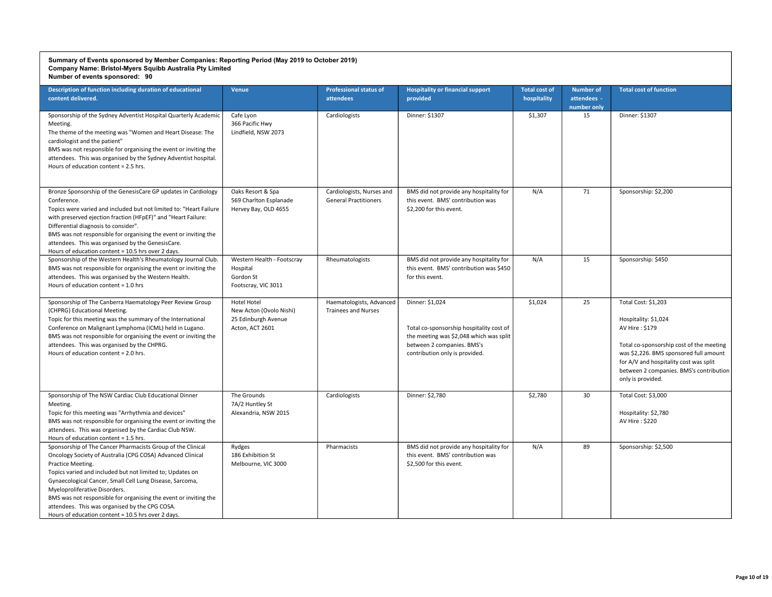**Summary of Events sponsored by Member Companies: Reporting Period (May 2019 to October 2019)**
**Company Name: Bristol-Myers Squibb Australia Pty Limited**
**Number of events sponsored: 90**

| Description of function including duration of educational content delivered. | Venue | Professional status of attendees | Hospitality or financial support provided | Total cost of hospitality | Number of attendees - number only | Total cost of function |
|---|---|---|---|---|---|---|
| Sponsorship of the Sydney Adventist Hospital Quarterly Academic Meeting.<br>The theme of the meeting was "Women and Heart Disease: The cardiologist and the patient"<br>BMS was not responsible for organising the event or inviting the attendees. This was organised by the Sydney Adventist hospital.<br>Hours of education content = 2.5 hrs. | Cafe Lyon<br>366 Pacific Hwy<br>Lindfield, NSW 2073 | Cardiologists | Dinner: $1307 | $1,307 | 15 | Dinner: $1307 |
| Bronze Sponsorship of the GenesisCare GP updates in Cardiology Conference.<br>Topics were varied and included but not limited to: "Heart Failure with preserved ejection fraction (HFpEF)" and "Heart Failure: Differential diagnosis to consider".<br>BMS was not responsible for organising the event or inviting the attendees. This was organised by the GenesisCare.<br>Hours of education content = 10.5 hrs over 2 days. | Oaks Resort & Spa<br>569 Charlton Esplanade<br>Hervey Bay, OLD 4655 | Cardiologists, Nurses and General Practitioners | BMS did not provide any hospitality for this event. BMS' contribution was $2,200 for this event. | N/A | 71 | Sponsorship: $2,200 |
| Sponsorship of the Western Health's Rheumatology Journal Club.<br>BMS was not responsible for organising the event or inviting the attendees. This was organised by the Western Health.<br>Hours of education content = 1.0 hrs | Western Health - Footscray Hospital<br>Gordon St<br>Footscray, VIC 3011 | Rheumatologists | BMS did not provide any hospitality for this event. BMS' contribution was $450 for this event. | N/A | 15 | Sponsorship: $450 |
| Sponsorship of The Canberra Haematology Peer Review Group (CHPRG) Educational Meeting.<br>Topic for this meeting was the summary of the International Conference on Malignant Lymphoma (ICML) held in Lugano.<br>BMS was not responsible for organising the event or inviting the attendees. This was organised by the CHPRG.<br>Hours of education content = 2.0 hrs. | Hotel Hotel<br>New Acton (Ovolo Nishi)<br>25 Edinburgh Avenue<br>Acton, ACT 2601 | Haematologists, Advanced Trainees and Nurses | Dinner: $1,024<br><br>Total co-sponsorship hospitality cost of the meeting was $2,048 which was split between 2 companies. BMS's contribution only is provided. | $1,024 | 25 | Total Cost: $1,203<br><br>Hospitality: $1,024<br>AV Hire : $179<br><br>Total co-sponsorship cost of the meeting was $2,226. BMS sponsored full amount for A/V and hospitality cost was split between 2 companies. BMS's contribution only is provided. |
| Sponsorship of The NSW Cardiac Club Educational Dinner Meeting.<br>Topic for this meeting was "Arrhythmia and devices"<br>BMS was not responsible for organising the event or inviting the attendees. This was organised by the Cardiac Club NSW.<br>Hours of education content = 1.5 hrs. | The Grounds<br>7A/2 Huntley St<br>Alexandria, NSW 2015 | Cardiologists | Dinner: $2,780 | $2,780 | 30 | Total Cost: $3,000<br><br>Hospitality: $2,780<br>AV Hire : $220 |
| Sponsorship of The Cancer Pharmacists Group of the Clinical Oncology Society of Australia (CPG COSA) Advanced Clinical Practice Meeting.<br>Topics varied and included but not limited to; Updates on Gynaecological Cancer, Small Cell Lung Disease, Sarcoma, Myeloproliferative Disorders.<br>BMS was not responsible for organising the event or inviting the attendees. This was organised by the CPG COSA.<br>Hours of education content = 10.5 hrs over 2 days. | Rydges<br>186 Exhibition St<br>Melbourne, VIC 3000 | Pharmacists | BMS did not provide any hospitality for this event. BMS' contribution was $2,500 for this event. | N/A | 89 | Sponsorship: $2,500 |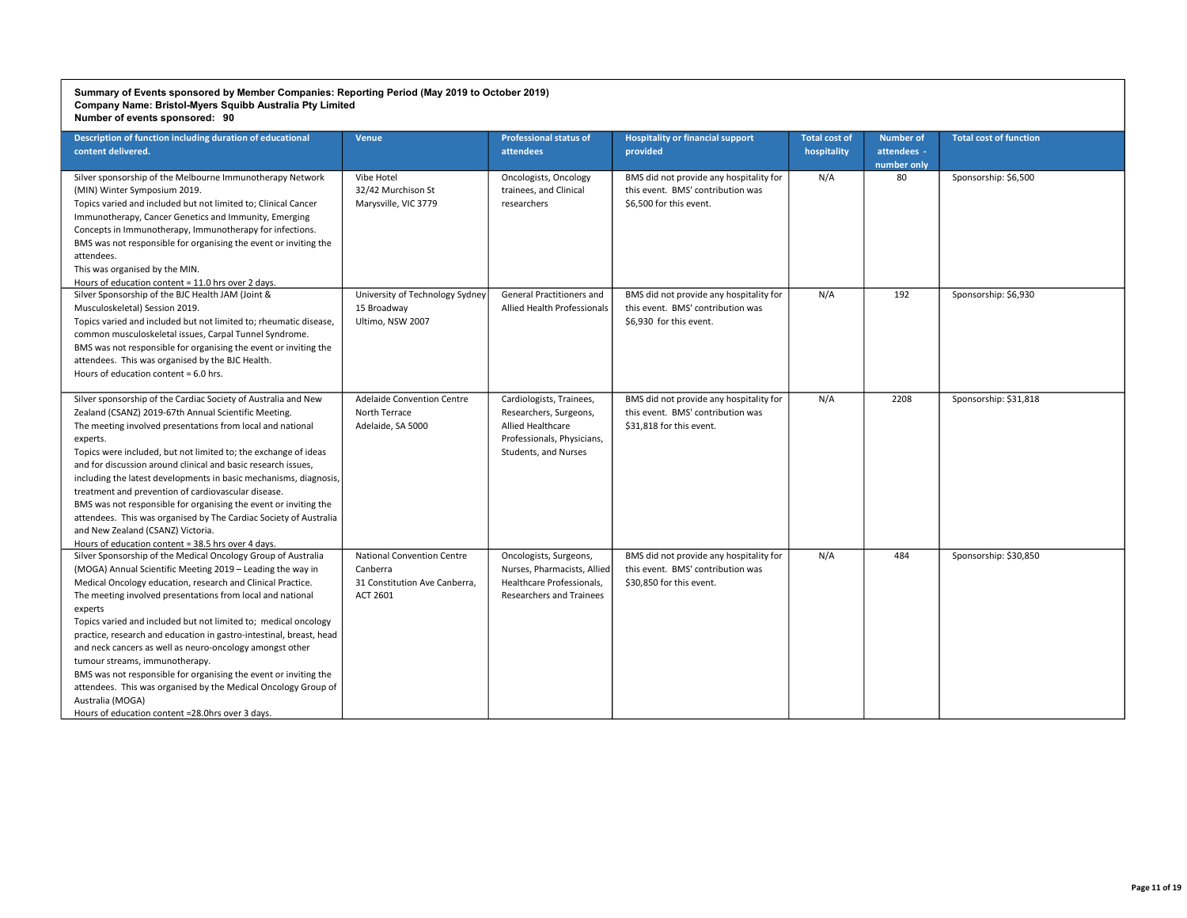**Summary of Events sponsored by Member Companies: Reporting Period (May 2019 to October 2019)**
**Company Name: Bristol-Myers Squibb Australia Pty Limited**
**Number of events sponsored: 90**

| Description of function including duration of educational content delivered. | Venue | Professional status of attendees | Hospitality or financial support provided | Total cost of hospitality | Number of attendees - number only | Total cost of function |
|---|---|---|---|---|---|---|
| Silver sponsorship of the Melbourne Immunotherapy Network (MIN) Winter Symposium 2019.<br>Topics varied and included but not limited to; Clinical Cancer Immunotherapy, Cancer Genetics and Immunity, Emerging Concepts in Immunotherapy, Immunotherapy for infections.<br>BMS was not responsible for organising the event or inviting the attendees.<br>This was organised by the MIN.<br>Hours of education content = 11.0 hrs over 2 days. | Vibe Hotel<br>32/42 Murchison St<br>Marysville, VIC 3779 | Oncologists, Oncology trainees, and Clinical researchers | BMS did not provide any hospitality for this event. BMS' contribution was $6,500 for this event. | N/A | 80 | Sponsorship: $6,500 |
| Silver Sponsorship of the BJC Health JAM (Joint & Musculoskeletal) Session 2019.<br>Topics varied and included but not limited to; rheumatic disease, common musculoskeletal issues, Carpal Tunnel Syndrome.<br>BMS was not responsible for organising the event or inviting the attendees. This was organised by the BJC Health.<br>Hours of education content = 6.0 hrs. | University of Technology Sydney<br>15 Broadway<br>Ultimo, NSW 2007 | General Practitioners and Allied Health Professionals | BMS did not provide any hospitality for this event. BMS' contribution was $6,930 for this event. | N/A | 192 | Sponsorship: $6,930 |
| Silver sponsorship of the Cardiac Society of Australia and New Zealand (CSANZ) 2019-67th Annual Scientific Meeting.<br>The meeting involved presentations from local and national experts.<br>Topics were included, but not limited to; the exchange of ideas and for discussion around clinical and basic research issues, including the latest developments in basic mechanisms, diagnosis, treatment and prevention of cardiovascular disease.<br>BMS was not responsible for organising the event or inviting the attendees. This was organised by The Cardiac Society of Australia and New Zealand (CSANZ) Victoria.<br>Hours of education content = 38.5 hrs over 4 days. | Adelaide Convention Centre<br>North Terrace<br>Adelaide, SA 5000 | Cardiologists, Trainees, Researchers, Surgeons, Allied Healthcare Professionals, Physicians, Students, and Nurses | BMS did not provide any hospitality for this event. BMS' contribution was $31,818 for this event. | N/A | 2208 | Sponsorship: $31,818 |
| Silver Sponsorship of the Medical Oncology Group of Australia (MOGA) Annual Scientific Meeting 2019 – Leading the way in Medical Oncology education, research and Clinical Practice.<br>The meeting involved presentations from local and national experts<br>Topics varied and included but not limited to; medical oncology practice, research and education in gastro-intestinal, breast, head and neck cancers as well as neuro-oncology amongst other tumour streams, immunotherapy.<br>BMS was not responsible for organising the event or inviting the attendees. This was organised by the Medical Oncology Group of Australia (MOGA)<br>Hours of education content =28.0hrs over 3 days. | National Convention Centre Canberra<br>31 Constitution Ave Canberra, ACT 2601 | Oncologists, Surgeons, Nurses, Pharmacists, Allied Healthcare Professionals, Researchers and Trainees | BMS did not provide any hospitality for this event. BMS' contribution was $30,850 for this event. | N/A | 484 | Sponsorship: $30,850 |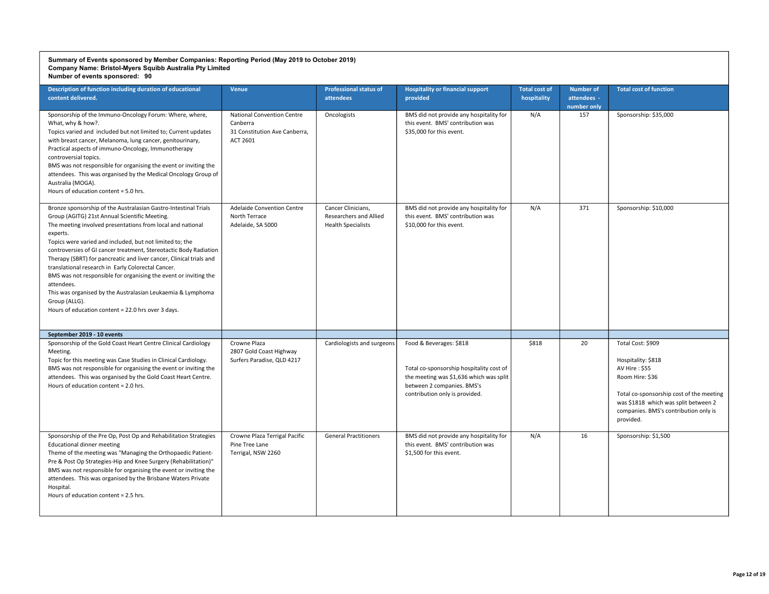**Summary of Events sponsored by Member Companies: Reporting Period (May 2019 to October 2019)**
**Company Name: Bristol-Myers Squibb Australia Pty Limited**
**Number of events sponsored: 90**

| Description of function including duration of educational content delivered. | Venue | Professional status of attendees | Hospitality or financial support provided | Total cost of hospitality | Number of attendees - number only | Total cost of function |
|---|---|---|---|---|---|---|
| Sponsorship of the Immuno-Oncology Forum: Where, where, What, why & how?.<br>Topics varied and included but not limited to; Current updates with breast cancer, Melanoma, lung cancer, genitourinary, Practical aspects of immuno-Oncology, Immunotherapy controversial topics.<br>BMS was not responsible for organising the event or inviting the attendees. This was organised by the Medical Oncology Group of Australia (MOGA).<br>Hours of education content = 5.0 hrs. | National Convention Centre Canberra<br>31 Constitution Ave Canberra, ACT 2601 | Oncologists | BMS did not provide any hospitality for this event. BMS' contribution was $35,000 for this event. | N/A | 157 | Sponsorship: $35,000 |
| Bronze sponsorship of the Australasian Gastro-Intestinal Trials Group (AGITG) 21st Annual Scientific Meeting.<br>The meeting involved presentations from local and national experts.<br>Topics were varied and included, but not limited to; the controversies of GI cancer treatment, Stereotactic Body Radiation Therapy (SBRT) for pancreatic and liver cancer, Clinical trials and translational research in Early Colorectal Cancer.<br>BMS was not responsible for organising the event or inviting the attendees.<br>This was organised by the Australasian Leukaemia & Lymphoma Group (ALLG).<br>Hours of education content = 22.0 hrs over 3 days. | Adelaide Convention Centre<br>North Terrace<br>Adelaide, SA 5000 | Cancer Clinicians, Researchers and Allied Health Specialists | BMS did not provide any hospitality for this event. BMS' contribution was $10,000 for this event. | N/A | 371 | Sponsorship: $10,000 |
| **September 2019 - 10 events** | | | | | | |
| Sponsorship of the Gold Coast Heart Centre Clinical Cardiology Meeting.<br>Topic for this meeting was Case Studies in Clinical Cardiology.<br>BMS was not responsible for organising the event or inviting the attendees. This was organised by the Gold Coast Heart Centre.<br>Hours of education content = 2.0 hrs. | Crowne Plaza<br>2807 Gold Coast Highway<br>Surfers Paradise, QLD 4217 | Cardiologists and surgeons | Food & Beverages: $818<br><br>Total co-sponsorship hospitality cost of the meeting was $1,636 which was split between 2 companies. BMS's contribution only is provided. | $818 | 20 | Total Cost: $909<br><br>Hospitality: $818<br>AV Hire : $55<br>Room Hire: $36<br><br>Total co-sponsorship cost of the meeting was $1818 which was split between 2 companies. BMS's contribution only is provided. |
| Sponsorship of the Pre Op, Post Op and Rehabilitation Strategies Educational dinner meeting<br>Theme of the meeting was "Managing the Orthopaedic Patient- Pre & Post Op Strategies-Hip and Knee Surgery (Rehabilitation)"<br>BMS was not responsible for organising the event or inviting the attendees. This was organised by the Brisbane Waters Private Hospital.<br>Hours of education content = 2.5 hrs. | Crowne Plaza Terrigal Pacific<br>Pine Tree Lane<br>Terrigal, NSW 2260 | General Practitioners | BMS did not provide any hospitality for this event. BMS' contribution was $1,500 for this event. | N/A | 16 | Sponsorship: $1,500 |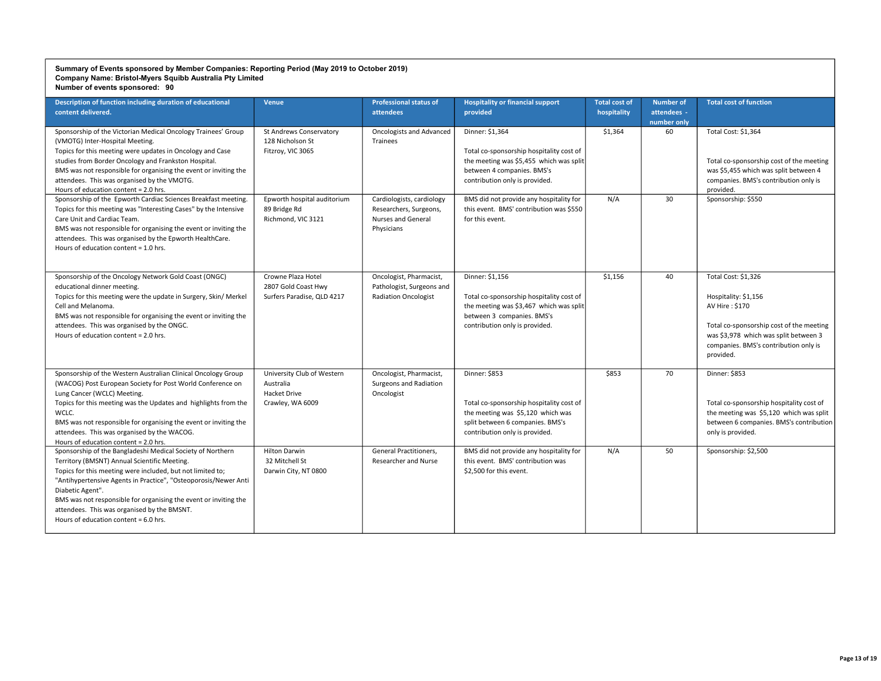**Summary of Events sponsored by Member Companies: Reporting Period (May 2019 to October 2019)**
**Company Name: Bristol-Myers Squibb Australia Pty Limited**
**Number of events sponsored: 90**

| Description of function including duration of educational content delivered. | Venue | Professional status of attendees | Hospitality or financial support provided | Total cost of hospitality | Number of attendees - number only | Total cost of function |
|---|---|---|---|---|---|---|
| Sponsorship of the Victorian Medical Oncology Trainees' Group (VMOTG) Inter-Hospital Meeting.<br>Topics for this meeting were updates in Oncology and Case studies from Border Oncology and Frankston Hospital.<br>BMS was not responsible for organising the event or inviting the attendees. This was organised by the VMOTG.<br>Hours of education content = 2.0 hrs. | St Andrews Conservatory<br>128 Nicholson St<br>Fitzroy, VIC 3065 | Oncologists and Advanced Trainees | Dinner: $1,364<br><br>Total co-sponsorship hospitality cost of the meeting was $5,455 which was split between 4 companies. BMS's contribution only is provided. | $1,364 | 60 | Total Cost: $1,364<br><br>Total co-sponsorship cost of the meeting was $5,455 which was split between 4 companies. BMS's contribution only is provided. |
| Sponsorship of the Epworth Cardiac Sciences Breakfast meeting.<br>Topics for this meeting was "Interesting Cases" by the Intensive Care Unit and Cardiac Team.<br>BMS was not responsible for organising the event or inviting the attendees. This was organised by the Epworth HealthCare.<br>Hours of education content = 1.0 hrs. | Epworth hospital auditorium<br>89 Bridge Rd<br>Richmond, VIC 3121 | Cardiologists, cardiology Researchers, Surgeons, Nurses and General Physicians | BMS did not provide any hospitality for this event. BMS' contribution was $550 for this event. | N/A | 30 | Sponsorship: $550 |
| Sponsorship of the Oncology Network Gold Coast (ONGC) educational dinner meeting.<br>Topics for this meeting were the update in Surgery, Skin/ Merkel Cell and Melanoma.<br>BMS was not responsible for organising the event or inviting the attendees. This was organised by the ONGC.<br>Hours of education content = 2.0 hrs. | Crowne Plaza Hotel<br>2807 Gold Coast Hwy<br>Surfers Paradise, QLD 4217 | Oncologist, Pharmacist, Pathologist, Surgeons and Radiation Oncologist | Dinner: $1,156<br><br>Total co-sponsorship hospitality cost of the meeting was $3,467 which was split between 3 companies. BMS's contribution only is provided. | $1,156 | 40 | Total Cost: $1,326<br><br>Hospitality: $1,156<br>AV Hire : $170<br><br>Total co-sponsorship cost of the meeting was $3,978 which was split between 3 companies. BMS's contribution only is provided. |
| Sponsorship of the Western Australian Clinical Oncology Group (WACOG) Post European Society for Post World Conference on Lung Cancer (WCLC) Meeting.<br>Topics for this meeting was the Updates and highlights from the WCLC.<br>BMS was not responsible for organising the event or inviting the attendees. This was organised by the WACOG.<br>Hours of education content = 2.0 hrs. | University Club of Western Australia<br>Hacket Drive<br>Crawley, WA 6009 | Oncologist, Pharmacist, Surgeons and Radiation Oncologist | Dinner: $853<br><br>Total co-sponsorship hospitality cost of the meeting was $5,120 which was split between 6 companies. BMS's contribution only is provided. | $853 | 70 | Dinner: $853<br><br>Total co-sponsorship hospitality cost of the meeting was $5,120 which was split between 6 companies. BMS's contribution only is provided. |
| Sponsorship of the Bangladeshi Medical Society of Northern Territory (BMSNT) Annual Scientific Meeting.<br>Topics for this meeting were included, but not limited to; "Antihypertensive Agents in Practice", "Osteoporosis/Newer Anti Diabetic Agent".<br>BMS was not responsible for organising the event or inviting the attendees. This was organised by the BMSNT.<br>Hours of education content = 6.0 hrs. | Hilton Darwin<br>32 Mitchell St<br>Darwin City, NT 0800 | General Practitioners, Researcher and Nurse | BMS did not provide any hospitality for this event. BMS' contribution was $2,500 for this event. | N/A | 50 | Sponsorship: $2,500 |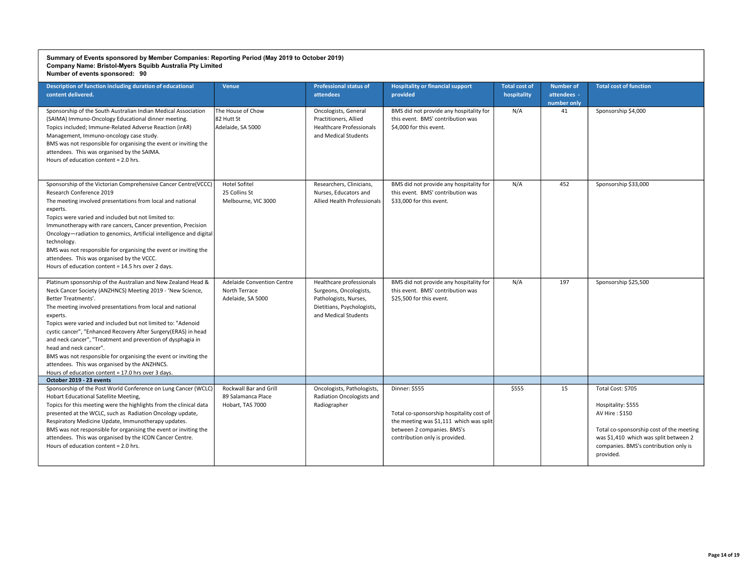**Summary of Events sponsored by Member Companies: Reporting Period (May 2019 to October 2019)**
**Company Name: Bristol-Myers Squibb Australia Pty Limited**
**Number of events sponsored: 90**

| Description of function including duration of educational content delivered. | Venue | Professional status of attendees | Hospitality or financial support provided | Total cost of hospitality | Number of attendees - number only | Total cost of function |
|---|---|---|---|---|---|---|
| Sponsorship of the South Australian Indian Medical Association (SAIMA) Immuno-Oncology Educational dinner meeting.<br>Topics included; Immune-Related Adverse Reaction (irAR) Management, Immuno-oncology case study.<br>BMS was not responsible for organising the event or inviting the attendees. This was organised by the SAIMA.<br>Hours of education content = 2.0 hrs. | The House of Chow<br>82 Hutt St<br>Adelaide, SA 5000 | Oncologists, General Practitioners, Allied Healthcare Professionals and Medical Students | BMS did not provide any hospitality for this event. BMS' contribution was $4,000 for this event. | N/A | 41 | Sponsorship $4,000 |
| Sponsorship of the Victorian Comprehensive Cancer Centre(VCCC) Research Conference 2019<br>The meeting involved presentations from local and national experts.<br>Topics were varied and included but not limited to: Immunotherapy with rare cancers, Cancer prevention, Precision Oncology—radiation to genomics, Artificial intelligence and digital technology.<br>BMS was not responsible for organising the event or inviting the attendees. This was organised by the VCCC.<br>Hours of education content = 14.5 hrs over 2 days. | Hotel Sofitel<br>25 Collins St<br>Melbourne, VIC 3000 | Researchers, Clinicians, Nurses, Educators and Allied Health Professionals | BMS did not provide any hospitality for this event. BMS' contribution was $33,000 for this event. | N/A | 452 | Sponsorship $33,000 |
| Platinum sponsorship of the Australian and New Zealand Head & Neck Cancer Society (ANZHNCS) Meeting 2019 - 'New Science, Better Treatments'.<br>The meeting involved presentations from local and national experts.<br>Topics were varied and included but not limited to: "Adenoid cystic cancer", "Enhanced Recovery After Surgery(ERAS) in head and neck cancer", "Treatment and prevention of dysphagia in head and neck cancer".<br>BMS was not responsible for organising the event or inviting the attendees. This was organised by the ANZHNCS.<br>Hours of education content = 17.0 hrs over 3 days. | Adelaide Convention Centre<br>North Terrace<br>Adelaide, SA 5000 | Healthcare professionals Surgeons, Oncologists, Pathologists, Nurses, Dietitians, Psychologists, and Medical Students | BMS did not provide any hospitality for this event. BMS' contribution was $25,500 for this event. | N/A | 197 | Sponsorship $25,500 |
| **October 2019 - 23 events** | | | | | | |
| Sponsorship of the Post World Conference on Lung Cancer (WCLC) Hobart Educational Satellite Meeting,<br>Topics for this meeting were the highlights from the clinical data presented at the WCLC, such as Radiation Oncology update, Respiratory Medicine Update, Immunotherapy updates.<br>BMS was not responsible for organising the event or inviting the attendees. This was organised by the ICON Cancer Centre.<br>Hours of education content = 2.0 hrs. | Rockwall Bar and Grill<br>89 Salamanca Place<br>Hobart, TAS 7000 | Oncologists, Pathologists, Radiation Oncologists and Radiographer | Dinner: $555<br><br>Total co-sponsorship hospitality cost of the meeting was $1,111 which was split between 2 companies. BMS's contribution only is provided. | $555 | 15 | Total Cost: $705<br><br>Hospitality: $555<br>AV Hire : $150<br><br>Total co-sponsorship cost of the meeting was $1,410 which was split between 2 companies. BMS's contribution only is provided. |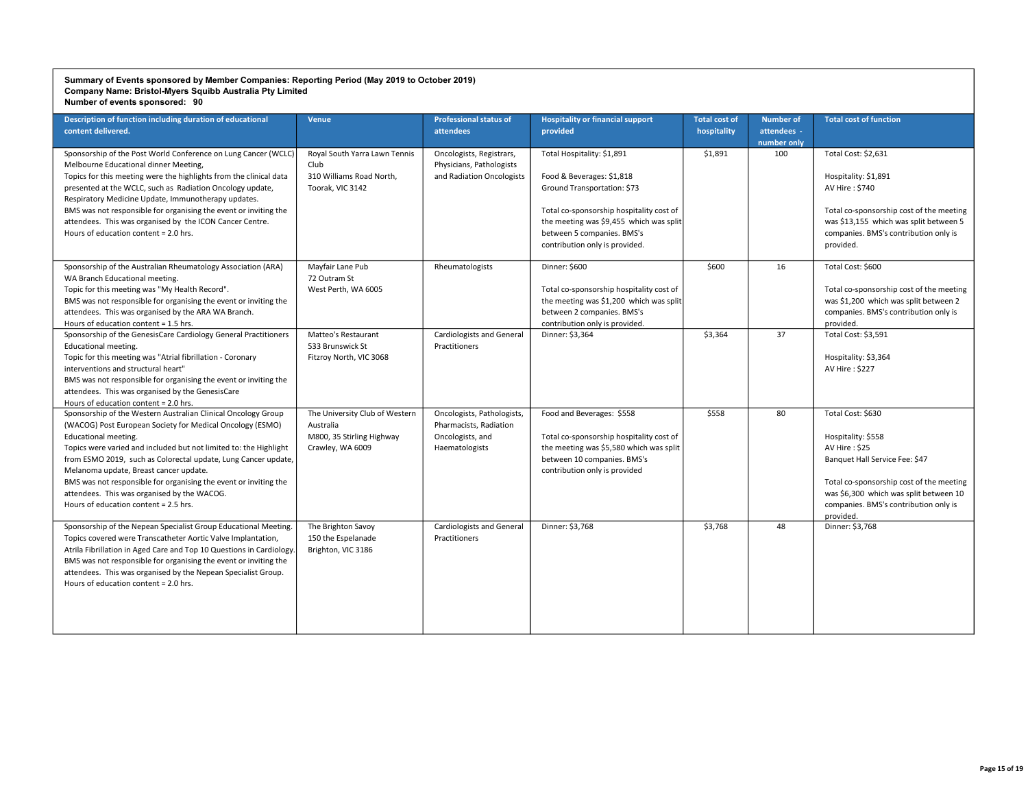**Summary of Events sponsored by Member Companies: Reporting Period (May 2019 to October 2019)**
**Company Name: Bristol-Myers Squibb Australia Pty Limited**
**Number of events sponsored: 90**

| Description of function including duration of educational content delivered. | Venue | Professional status of attendees | Hospitality or financial support provided | Total cost of hospitality | Number of attendees - number only | Total cost of function |
|---|---|---|---|---|---|---|
| Sponsorship of the Post World Conference on Lung Cancer (WCLC) Melbourne Educational dinner Meeting,<br>Topics for this meeting were the highlights from the clinical data presented at the WCLC, such as Radiation Oncology update, Respiratory Medicine Update, Immunotherapy updates.<br>BMS was not responsible for organising the event or inviting the attendees. This was organised by the ICON Cancer Centre.<br>Hours of education content = 2.0 hrs. | Royal South Yarra Lawn Tennis Club<br>310 Williams Road North, Toorak, VIC 3142 | Oncologists, Registrars, Physicians, Pathologists and Radiation Oncologists | Total Hospitality: $1,891<br><br>Food & Beverages: $1,818<br>Ground Transportation: $73<br><br>Total co-sponsorship hospitality cost of the meeting was $9,455 which was split between 5 companies. BMS's contribution only is provided. | $1,891 | 100 | Total Cost: $2,631<br><br>Hospitality: $1,891<br>AV Hire : $740<br><br>Total co-sponsorship cost of the meeting was $13,155 which was split between 5 companies. BMS's contribution only is provided. |
| Sponsorship of the Australian Rheumatology Association (ARA) WA Branch Educational meeting.<br>Topic for this meeting was "My Health Record".<br>BMS was not responsible for organising the event or inviting the attendees. This was organised by the ARA WA Branch.<br>Hours of education content = 1.5 hrs. | Mayfair Lane Pub<br>72 Outram St<br>West Perth, WA 6005 | Rheumatologists | Dinner: $600<br><br>Total co-sponsorship hospitality cost of the meeting was $1,200 which was split between 2 companies. BMS's contribution only is provided. | $600 | 16 | Total Cost: $600<br><br>Total co-sponsorship cost of the meeting was $1,200 which was split between 2 companies. BMS's contribution only is provided. |
| Sponsorship of the GenesisCare Cardiology General Practitioners Educational meeting.<br>Topic for this meeting was "Atrial fibrillation - Coronary interventions and structural heart"<br>BMS was not responsible for organising the event or inviting the attendees. This was organised by the GenesisCare<br>Hours of education content = 2.0 hrs. | Matteo's Restaurant<br>533 Brunswick St<br>Fitzroy North, VIC 3068 | Cardiologists and General Practitioners | Dinner: $3,364 | $3,364 | 37 | Total Cost: $3,591<br><br>Hospitality: $3,364<br>AV Hire : $227 |
| Sponsorship of the Western Australian Clinical Oncology Group (WACOG) Post European Society for Medical Oncology (ESMO) Educational meeting.<br>Topics were varied and included but not limited to: the Highlight from ESMO 2019, such as Colorectal update, Lung Cancer update, Melanoma update, Breast cancer update.<br>BMS was not responsible for organising the event or inviting the attendees. This was organised by the WACOG.<br>Hours of education content = 2.5 hrs. | The University Club of Western Australia<br>M800, 35 Stirling Highway<br>Crawley, WA 6009 | Oncologists, Pathologists, Pharmacists, Radiation Oncologists, and Haematologists | Food and Beverages: $558<br><br>Total co-sponsorship hospitality cost of the meeting was $5,580 which was split between 10 companies. BMS's contribution only is provided | $558 | 80 | Total Cost: $630<br><br>Hospitality: $558<br>AV Hire : $25<br>Banquet Hall Service Fee: $47<br><br>Total co-sponsorship cost of the meeting was $6,300 which was split between 10 companies. BMS's contribution only is provided. |
| Sponsorship of the Nepean Specialist Group Educational Meeting.<br>Topics covered were Transcatheter Aortic Valve Implantation, Atrila Fibrillation in Aged Care and Top 10 Questions in Cardiology.<br>BMS was not responsible for organising the event or inviting the attendees. This was organised by the Nepean Specialist Group.<br>Hours of education content = 2.0 hrs. | The Brighton Savoy<br>150 the Espelanade<br>Brighton, VIC 3186 | Cardiologists and General Practitioners | Dinner: $3,768 | $3,768 | 48 | Dinner: $3,768 |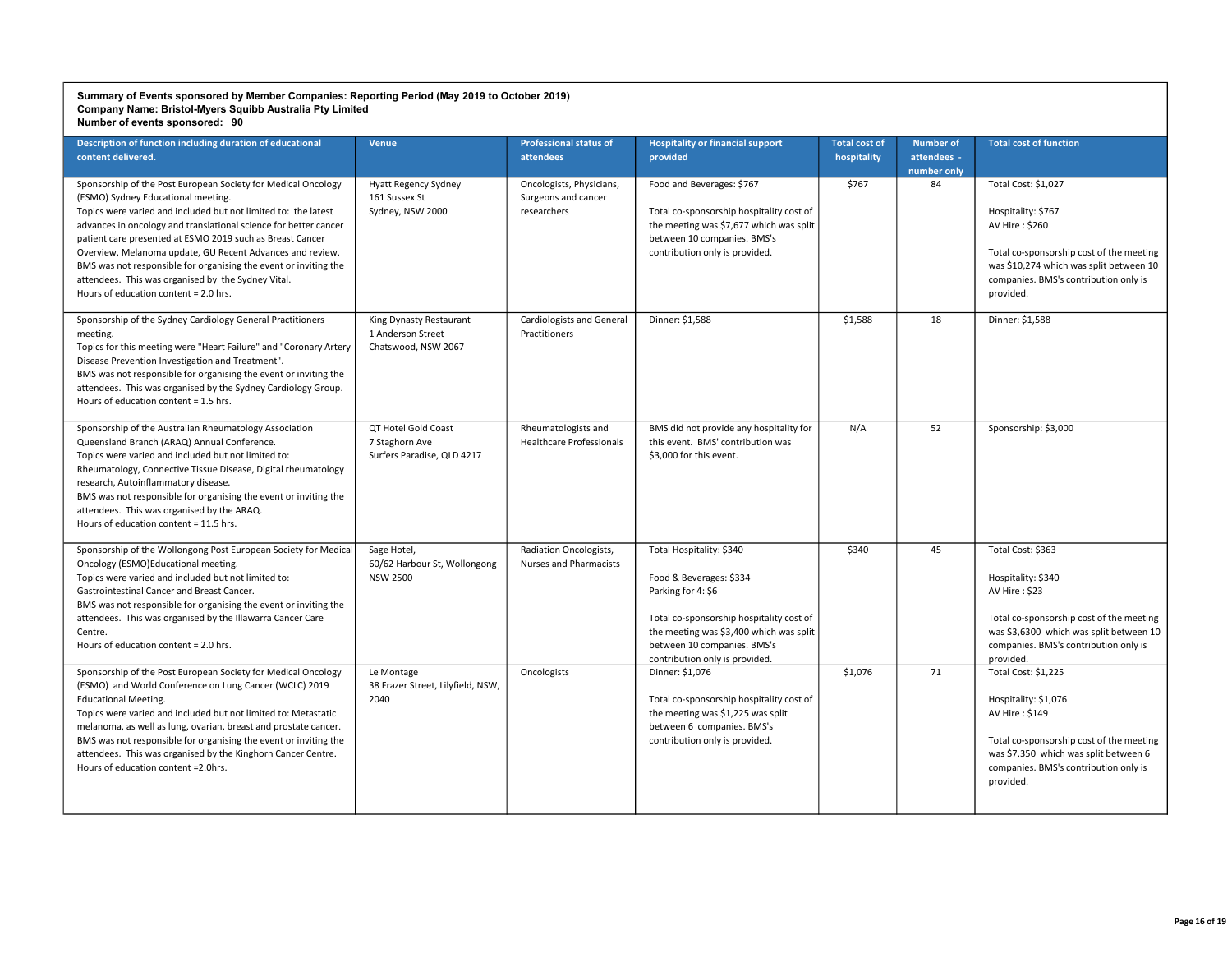**Summary of Events sponsored by Member Companies: Reporting Period (May 2019 to October 2019)**
**Company Name: Bristol-Myers Squibb Australia Pty Limited**
**Number of events sponsored: 90**

| Description of function including duration of educational content delivered. | Venue | Professional status of attendees | Hospitality or financial support provided | Total cost of hospitality | Number of attendees - number only | Total cost of function |
|---|---|---|---|---|---|---|
| Sponsorship of the Post European Society for Medical Oncology (ESMO) Sydney Educational meeting.<br>Topics were varied and included but not limited to: the latest advances in oncology and translational science for better cancer patient care presented at ESMO 2019 such as Breast Cancer Overview, Melanoma update, GU Recent Advances and review.<br>BMS was not responsible for organising the event or inviting the attendees. This was organised by the Sydney Vital.<br>Hours of education content = 2.0 hrs. | Hyatt Regency Sydney<br>161 Sussex St<br>Sydney, NSW 2000 | Oncologists, Physicians, Surgeons and cancer researchers | Food and Beverages: $767<br><br>Total co-sponsorship hospitality cost of the meeting was $7,677 which was split between 10 companies. BMS's contribution only is provided. | $767 | 84 | Total Cost: $1,027<br><br>Hospitality: $767<br>AV Hire : $260<br><br>Total co-sponsorship cost of the meeting was $10,274 which was split between 10 companies. BMS's contribution only is provided. |
| Sponsorship of the Sydney Cardiology General Practitioners meeting.<br>Topics for this meeting were "Heart Failure" and "Coronary Artery Disease Prevention Investigation and Treatment".<br>BMS was not responsible for organising the event or inviting the attendees. This was organised by the Sydney Cardiology Group.<br>Hours of education content = 1.5 hrs. | King Dynasty Restaurant<br>1 Anderson Street<br>Chatswood, NSW 2067 | Cardiologists and General Practitioners | Dinner: $1,588 | $1,588 | 18 | Dinner: $1,588 |
| Sponsorship of the Australian Rheumatology Association Queensland Branch (ARAQ) Annual Conference.<br>Topics were varied and included but not limited to: Rheumatology, Connective Tissue Disease, Digital rheumatology research, Autoinflammatory disease.<br>BMS was not responsible for organising the event or inviting the attendees. This was organised by the ARAQ.<br>Hours of education content = 11.5 hrs. | QT Hotel Gold Coast<br>7 Staghorn Ave<br>Surfers Paradise, QLD 4217 | Rheumatologists and Healthcare Professionals | BMS did not provide any hospitality for this event. BMS' contribution was $3,000 for this event. | N/A | 52 | Sponsorship: $3,000 |
| Sponsorship of the Wollongong Post European Society for Medical Oncology (ESMO)Educational meeting.<br>Topics were varied and included but not limited to: Gastrointestinal Cancer and Breast Cancer.<br>BMS was not responsible for organising the event or inviting the attendees. This was organised by the Illawarra Cancer Care Centre.<br>Hours of education content = 2.0 hrs. | Sage Hotel,<br>60/62 Harbour St, Wollongong NSW 2500 | Radiation Oncologists, Nurses and Pharmacists | Total Hospitality: $340<br><br>Food & Beverages: $334<br>Parking for 4: $6<br><br>Total co-sponsorship hospitality cost of the meeting was $3,400 which was split between 10 companies. BMS's contribution only is provided. | $340 | 45 | Total Cost: $363<br><br>Hospitality: $340<br>AV Hire : $23<br><br>Total co-sponsorship cost of the meeting was $3,6300 which was split between 10 companies. BMS's contribution only is provided. |
| Sponsorship of the Post European Society for Medical Oncology (ESMO) and World Conference on Lung Cancer (WCLC) 2019 Educational Meeting.<br>Topics were varied and included but not limited to: Metastatic melanoma, as well as lung, ovarian, breast and prostate cancer.<br>BMS was not responsible for organising the event or inviting the attendees. This was organised by the Kinghorn Cancer Centre.<br>Hours of education content =2.0hrs. | Le Montage<br>38 Frazer Street, Lilyfield, NSW, 2040 | Oncologists | Dinner: $1,076<br><br>Total co-sponsorship hospitality cost of the meeting was $1,225 was split between 6 companies. BMS's contribution only is provided. | $1,076 | 71 | Total Cost: $1,225<br><br>Hospitality: $1,076<br>AV Hire : $149<br><br>Total co-sponsorship cost of the meeting was $7,350 which was split between 6 companies. BMS's contribution only is provided. |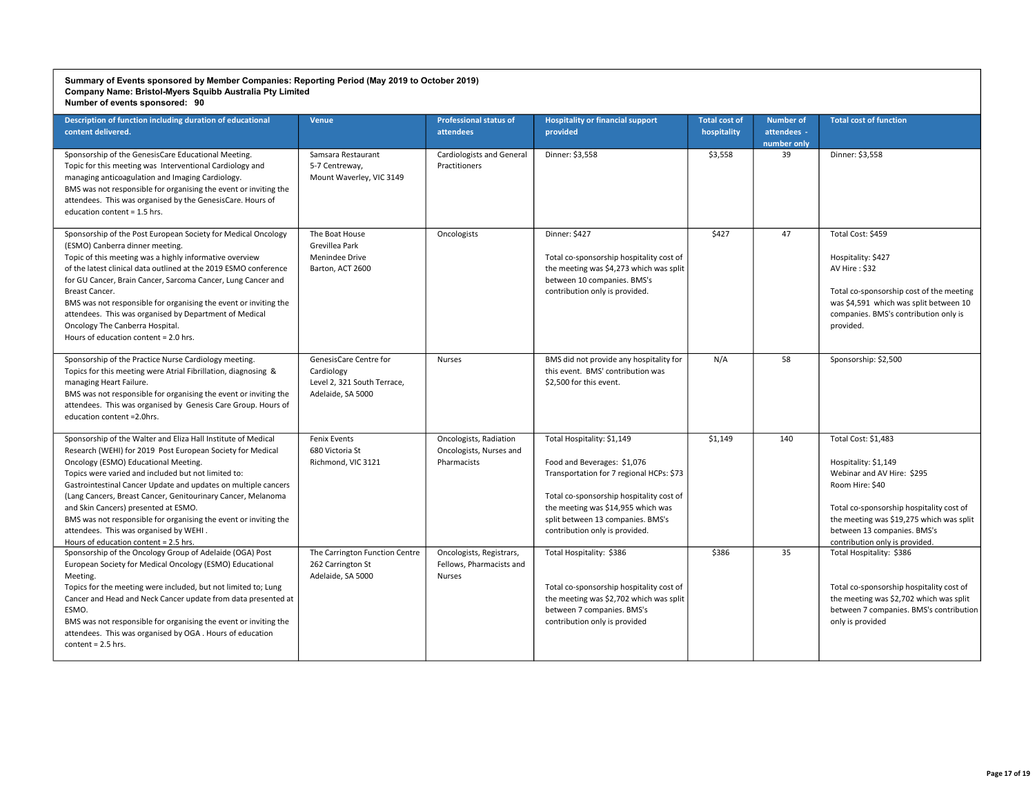**Summary of Events sponsored by Member Companies: Reporting Period (May 2019 to October 2019)**
**Company Name: Bristol-Myers Squibb Australia Pty Limited**
**Number of events sponsored: 90**

| Description of function including duration of educational content delivered. | Venue | Professional status of attendees | Hospitality or financial support provided | Total cost of hospitality | Number of attendees - number only | Total cost of function |
|---|---|---|---|---|---|---|
| Sponsorship of the GenesisCare Educational Meeting. Topic for this meeting was Interventional Cardiology and managing anticoagulation and Imaging Cardiology. BMS was not responsible for organising the event or inviting the attendees. This was organised by the GenesisCare. Hours of education content = 1.5 hrs. | Samsara Restaurant 5-7 Centreway, Mount Waverley, VIC 3149 | Cardiologists and General Practitioners | Dinner: $3,558 | $3,558 | 39 | Dinner: $3,558 |
| Sponsorship of the Post European Society for Medical Oncology (ESMO) Canberra dinner meeting. Topic of this meeting was a highly informative overview of the latest clinical data outlined at the 2019 ESMO conference for GU Cancer, Brain Cancer, Sarcoma Cancer, Lung Cancer and Breast Cancer. BMS was not responsible for organising the event or inviting the attendees. This was organised by Department of Medical Oncology The Canberra Hospital. Hours of education content = 2.0 hrs. | The Boat House Grevillea Park Menindee Drive Barton, ACT 2600 | Oncologists | Dinner: $427<br><br>Total co-sponsorship hospitality cost of the meeting was $4,273 which was split between 10 companies. BMS's contribution only is provided. | $427 | 47 | Total Cost: $459<br><br>Hospitality: $427<br>AV Hire : $32<br><br>Total co-sponsorship cost of the meeting was $4,591 which was split between 10 companies. BMS's contribution only is provided. |
| Sponsorship of the Practice Nurse Cardiology meeting. Topics for this meeting were Atrial Fibrillation, diagnosing & managing Heart Failure. BMS was not responsible for organising the event or inviting the attendees. This was organised by Genesis Care Group. Hours of education content =2.0hrs. | GenesisCare Centre for Cardiology Level 2, 321 South Terrace, Adelaide, SA 5000 | Nurses | BMS did not provide any hospitality for this event. BMS' contribution was $2,500 for this event. | N/A | 58 | Sponsorship: $2,500 |
| Sponsorship of the Walter and Eliza Hall Institute of Medical Research (WEHI) for 2019 Post European Society for Medical Oncology (ESMO) Educational Meeting. Topics were varied and included but not limited to: Gastrointestinal Cancer Update and updates on multiple cancers (Lang Cancers, Breast Cancer, Genitourinary Cancer, Melanoma and Skin Cancers) presented at ESMO. BMS was not responsible for organising the event or inviting the attendees. This was organised by WEHI . Hours of education content = 2.5 hrs. | Fenix Events 680 Victoria St Richmond, VIC 3121 | Oncologists, Radiation Oncologists, Nurses and Pharmacists | Total Hospitality: $1,149<br><br>Food and Beverages: $1,076<br>Transportation for 7 regional HCPs: $73<br><br>Total co-sponsorship hospitality cost of the meeting was $14,955 which was split between 13 companies. BMS's contribution only is provided. | $1,149 | 140 | Total Cost: $1,483<br><br>Hospitality: $1,149<br>Webinar and AV Hire: $295<br>Room Hire: $40<br><br>Total co-sponsorship hospitality cost of the meeting was $19,275 which was split between 13 companies. BMS's contribution only is provided. |
| Sponsorship of the Oncology Group of Adelaide (OGA) Post European Society for Medical Oncology (ESMO) Educational Meeting. Topics for the meeting were included, but not limited to; Lung Cancer and Head and Neck Cancer update from data presented at ESMO. BMS was not responsible for organising the event or inviting the attendees. This was organised by OGA . Hours of education content = 2.5 hrs. | The Carrington Function Centre 262 Carrington St Adelaide, SA 5000 | Oncologists, Registrars, Fellows, Pharmacists and Nurses | Total Hospitality: $386<br><br>Total co-sponsorship hospitality cost of the meeting was $2,702 which was split between 7 companies. BMS's contribution only is provided | $386 | 35 | Total Hospitality: $386<br><br>Total co-sponsorship hospitality cost of the meeting was $2,702 which was split between 7 companies. BMS's contribution only is provided |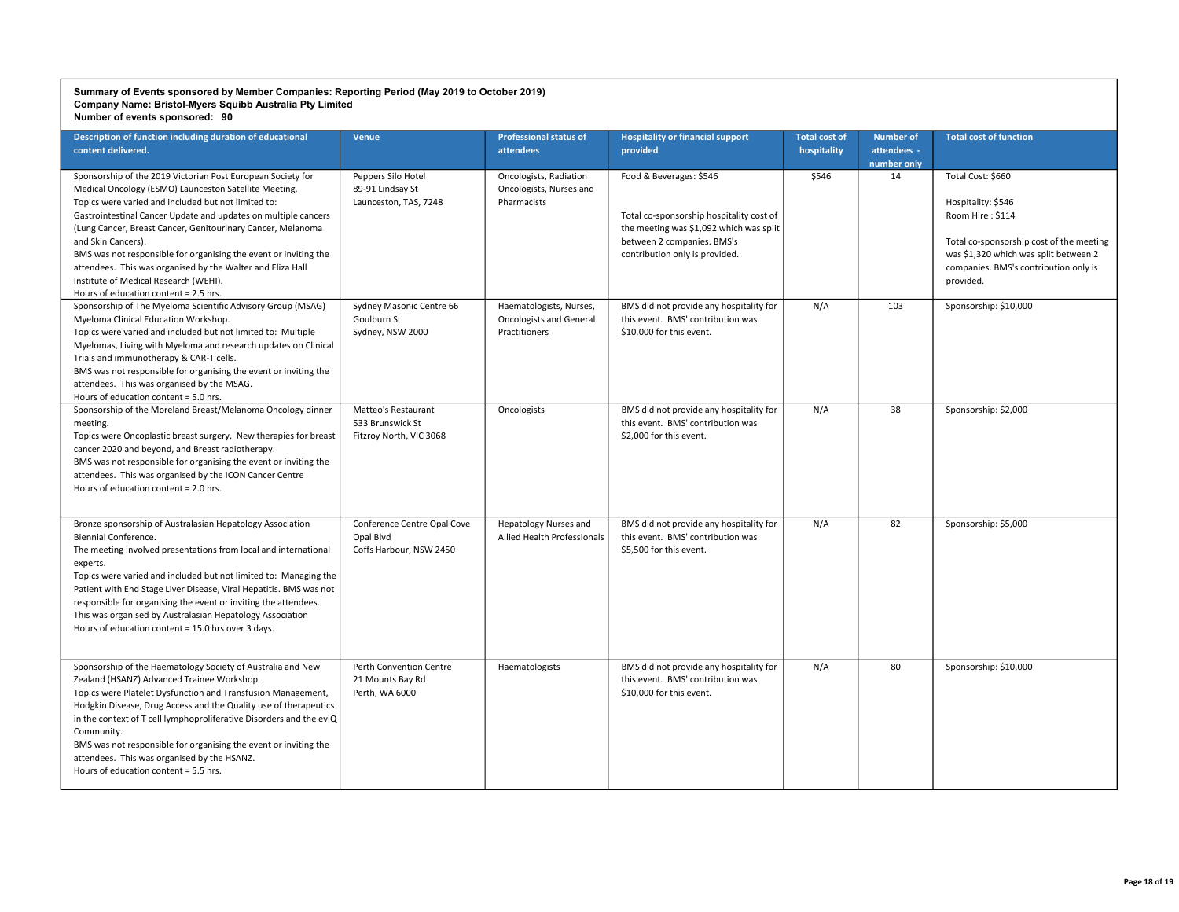**Summary of Events sponsored by Member Companies: Reporting Period (May 2019 to October 2019)**
**Company Name: Bristol-Myers Squibb Australia Pty Limited**
**Number of events sponsored: 90**

| Description of function including duration of educational content delivered. | Venue | Professional status of attendees | Hospitality or financial support provided | Total cost of hospitality | Number of attendees - number only | Total cost of function |
|---|---|---|---|---|---|---|
| Sponsorship of the 2019 Victorian Post European Society for Medical Oncology (ESMO) Launceston Satellite Meeting.<br>Topics were varied and included but not limited to: Gastrointestinal Cancer Update and updates on multiple cancers (Lung Cancer, Breast Cancer, Genitourinary Cancer, Melanoma and Skin Cancers).<br>BMS was not responsible for organising the event or inviting the attendees. This was organised by the Walter and Eliza Hall Institute of Medical Research (WEHI).<br>Hours of education content = 2.5 hrs. | Peppers Silo Hotel<br>89-91 Lindsay St<br>Launceston, TAS, 7248 | Oncologists, Radiation Oncologists, Nurses and Pharmacists | Food & Beverages: $546<br><br>Total co-sponsorship hospitality cost of the meeting was $1,092 which was split between 2 companies. BMS's contribution only is provided. | $546 | 14 | Total Cost: $660<br><br>Hospitality: $546<br>Room Hire : $114<br><br>Total co-sponsorship cost of the meeting was $1,320 which was split between 2 companies. BMS's contribution only is provided. |
| Sponsorship of The Myeloma Scientific Advisory Group (MSAG) Myeloma Clinical Education Workshop.<br>Topics were varied and included but not limited to: Multiple Myelomas, Living with Myeloma and research updates on Clinical Trials and immunotherapy & CAR-T cells.<br>BMS was not responsible for organising the event or inviting the attendees. This was organised by the MSAG.<br>Hours of education content = 5.0 hrs. | Sydney Masonic Centre 66 Goulburn St<br>Sydney, NSW 2000 | Haematologists, Nurses, Oncologists and General Practitioners | BMS did not provide any hospitality for this event. BMS' contribution was $10,000 for this event. | N/A | 103 | Sponsorship: $10,000 |
| Sponsorship of the Moreland Breast/Melanoma Oncology dinner meeting.<br>Topics were Oncoplastic breast surgery, New therapies for breast cancer 2020 and beyond, and Breast radiotherapy.<br>BMS was not responsible for organising the event or inviting the attendees. This was organised by the ICON Cancer Centre<br>Hours of education content = 2.0 hrs. | Matteo's Restaurant<br>533 Brunswick St<br>Fitzroy North, VIC 3068 | Oncologists | BMS did not provide any hospitality for this event. BMS' contribution was $2,000 for this event. | N/A | 38 | Sponsorship: $2,000 |
| Bronze sponsorship of Australasian Hepatology Association Biennial Conference.<br>The meeting involved presentations from local and international experts.<br>Topics were varied and included but not limited to: Managing the Patient with End Stage Liver Disease, Viral Hepatitis. BMS was not responsible for organising the event or inviting the attendees. This was organised by Australasian Hepatology Association<br>Hours of education content = 15.0 hrs over 3 days. | Conference Centre Opal Cove<br>Opal Blvd<br>Coffs Harbour, NSW 2450 | Hepatology Nurses and Allied Health Professionals | BMS did not provide any hospitality for this event. BMS' contribution was $5,500 for this event. | N/A | 82 | Sponsorship: $5,000 |
| Sponsorship of the Haematology Society of Australia and New Zealand (HSANZ) Advanced Trainee Workshop.<br>Topics were Platelet Dysfunction and Transfusion Management, Hodgkin Disease, Drug Access and the Quality use of therapeutics in the context of T cell lymphoproliferative Disorders and the eviQ Community.<br>BMS was not responsible for organising the event or inviting the attendees. This was organised by the HSANZ.<br>Hours of education content = 5.5 hrs. | Perth Convention Centre<br>21 Mounts Bay Rd<br>Perth, WA 6000 | Haematologists | BMS did not provide any hospitality for this event. BMS' contribution was $10,000 for this event. | N/A | 80 | Sponsorship: $10,000 |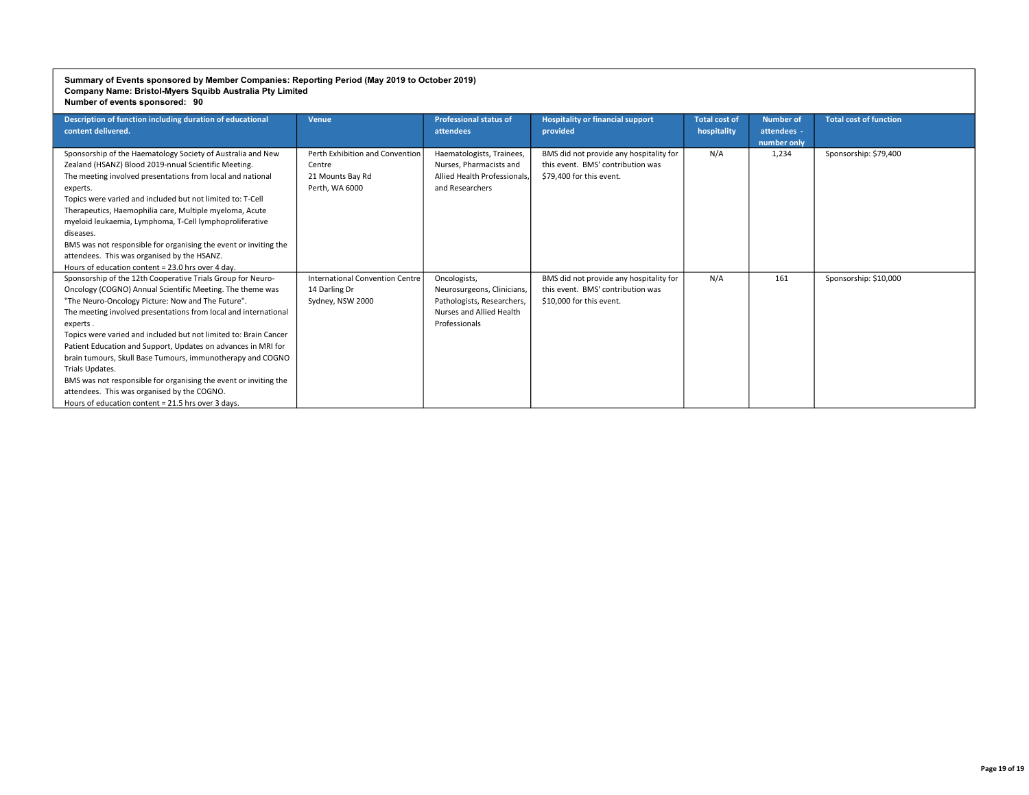**Summary of Events sponsored by Member Companies: Reporting Period (May 2019 to October 2019)**
**Company Name: Bristol-Myers Squibb Australia Pty Limited**
**Number of events sponsored: 90**

| Description of function including duration of educational content delivered. | Venue | Professional status of attendees | Hospitality or financial support provided | Total cost of hospitality | Number of attendees - number only | Total cost of function |
|---|---|---|---|---|---|---|
| Sponsorship of the Haematology Society of Australia and New Zealand (HSANZ) Blood 2019-nnual Scientific Meeting.<br>The meeting involved presentations from local and national experts.<br>Topics were varied and included but not limited to: T-Cell Therapeutics, Haemophilia care, Multiple myeloma, Acute myeloid leukaemia, Lymphoma, T-Cell lymphoproliferative diseases.<br>BMS was not responsible for organising the event or inviting the attendees. This was organised by the HSANZ.<br>Hours of education content = 23.0 hrs over 4 day. | Perth Exhibition and Convention Centre<br>21 Mounts Bay Rd<br>Perth, WA 6000 | Haematologists, Trainees, Nurses, Pharmacists and Allied Health Professionals, and Researchers | BMS did not provide any hospitality for this event. BMS' contribution was $79,400 for this event. | N/A | 1,234 | Sponsorship: $79,400 |
| Sponsorship of the 12th Cooperative Trials Group for Neuro-Oncology (COGNO) Annual Scientific Meeting. The theme was "The Neuro-Oncology Picture: Now and The Future".<br>The meeting involved presentations from local and international experts .<br>Topics were varied and included but not limited to: Brain Cancer Patient Education and Support, Updates on advances in MRI for brain tumours, Skull Base Tumours, immunotherapy and COGNO Trials Updates.<br>BMS was not responsible for organising the event or inviting the attendees. This was organised by the COGNO.<br>Hours of education content = 21.5 hrs over 3 days. | International Convention Centre<br>14 Darling Dr<br>Sydney, NSW 2000 | Oncologists, Neurosurgeons, Clinicians, Pathologists, Researchers, Nurses and Allied Health Professionals | BMS did not provide any hospitality for this event. BMS' contribution was $10,000 for this event. | N/A | 161 | Sponsorship: $10,000 |